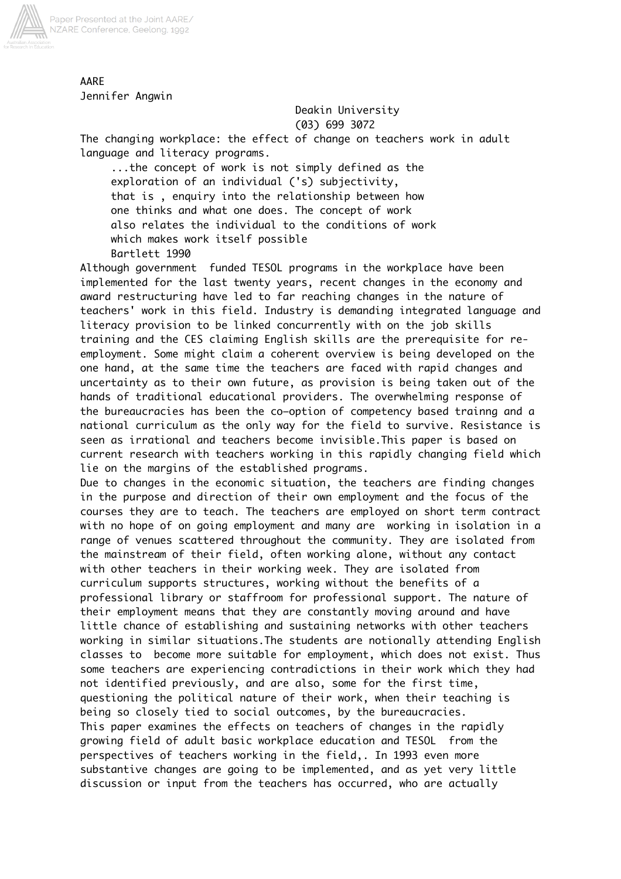AARE
Jennifer Angwin

Deakin University
(03) 699 3072

The changing workplace: the effect of change on teachers work in adult language and literacy programs.

> ...the concept of work is not simply defined as the exploration of an individual ('s) subjectivity, that is , enquiry into the relationship between how one thinks and what one does. The concept of work also relates the individual to the conditions of work which makes work itself possible
> Bartlett 1990

Although government funded TESOL programs in the workplace have been implemented for the last twenty years, recent changes in the economy and award restructuring have led to far reaching changes in the nature of teachers' work in this field. Industry is demanding integrated language and literacy provision to be linked concurrently with on the job skills training and the CES claiming English skills are the prerequisite for re-employment. Some might claim a coherent overview is being developed on the one hand, at the same time the teachers are faced with rapid changes and uncertainty as to their own future, as provision is being taken out of the hands of traditional educational providers. The overwhelming response of the bureaucracies has been the co-option of competency based trainng and a national curriculum as the only way for the field to survive. Resistance is seen as irrational and teachers become invisible.This paper is based on current research with teachers working in this rapidly changing field which lie on the margins of the established programs.

Due to changes in the economic situation, the teachers are finding changes in the purpose and direction of their own employment and the focus of the courses they are to teach. The teachers are employed on short term contract with no hope of on going employment and many are working in isolation in a range of venues scattered throughout the community. They are isolated from the mainstream of their field, often working alone, without any contact with other teachers in their working week. They are isolated from curriculum supports structures, working without the benefits of a professional library or staffroom for professional support. The nature of their employment means that they are constantly moving around and have little chance of establishing and sustaining networks with other teachers working in similar situations.The students are notionally attending English classes to become more suitable for employment, which does not exist. Thus some teachers are experiencing contradictions in their work which they had not identified previously, and are also, some for the first time, questioning the political nature of their work, when their teaching is being so closely tied to social outcomes, by the bureaucracies.

This paper examines the effects on teachers of changes in the rapidly growing field of adult basic workplace education and TESOL from the perspectives of teachers working in the field,. In 1993 even more substantive changes are going to be implemented, and as yet very little discussion or input from the teachers has occurred, who are actually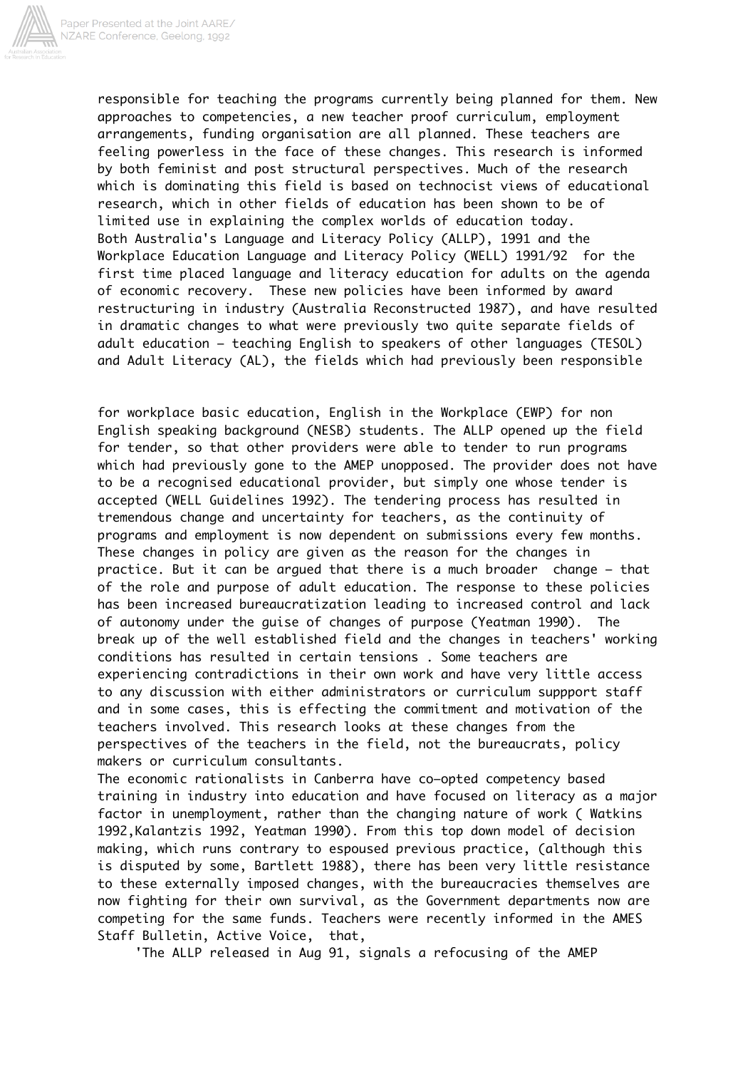responsible for teaching the programs currently being planned for them. New approaches to competencies, a new teacher proof curriculum, employment arrangements, funding organisation are all planned. These teachers are feeling powerless in the face of these changes. This research is informed by both feminist and post structural perspectives. Much of the research which is dominating this field is based on technocist views of educational research, which in other fields of education has been shown to be of limited use in explaining the complex worlds of education today.

Both Australia's Language and Literacy Policy (ALLP), 1991 and the Workplace Education Language and Literacy Policy (WELL) 1991/92 for the first time placed language and literacy education for adults on the agenda of economic recovery. These new policies have been informed by award restructuring in industry (Australia Reconstructed 1987), and have resulted in dramatic changes to what were previously two quite separate fields of adult education - teaching English to speakers of other languages (TESOL) and Adult Literacy (AL), the fields which had previously been responsible for workplace basic education, English in the Workplace (EWP) for non English speaking background (NESB) students. The ALLP opened up the field for tender, so that other providers were able to tender to run programs which had previously gone to the AMEP unopposed. The provider does not have to be a recognised educational provider, but simply one whose tender is accepted (WELL Guidelines 1992). The tendering process has resulted in tremendous change and uncertainty for teachers, as the continuity of programs and employment is now dependent on submissions every few months. These changes in policy are given as the reason for the changes in practice. But it can be argued that there is a much broader change - that of the role and purpose of adult education. The response to these policies has been increased bureaucratization leading to increased control and lack of autonomy under the guise of changes of purpose (Yeatman 1990). The break up of the well established field and the changes in teachers' working conditions has resulted in certain tensions . Some teachers are experiencing contradictions in their own work and have very little access to any discussion with either administrators or curriculum suppport staff and in some cases, this is effecting the commitment and motivation of the teachers involved. This research looks at these changes from the perspectives of the teachers in the field, not the bureaucrats, policy makers or curriculum consultants.

The economic rationalists in Canberra have co-opted competency based training in industry into education and have focused on literacy as a major factor in unemployment, rather than the changing nature of work ( Watkins 1992,Kalantzis 1992, Yeatman 1990). From this top down model of decision making, which runs contrary to espoused previous practice, (although this is disputed by some, Bartlett 1988), there has been very little resistance to these externally imposed changes, with the bureaucracies themselves are now fighting for their own survival, as the Government departments now are competing for the same funds. Teachers were recently informed in the AMES Staff Bulletin, Active Voice, that,

'The ALLP released in Aug 91, signals a refocusing of the AMEP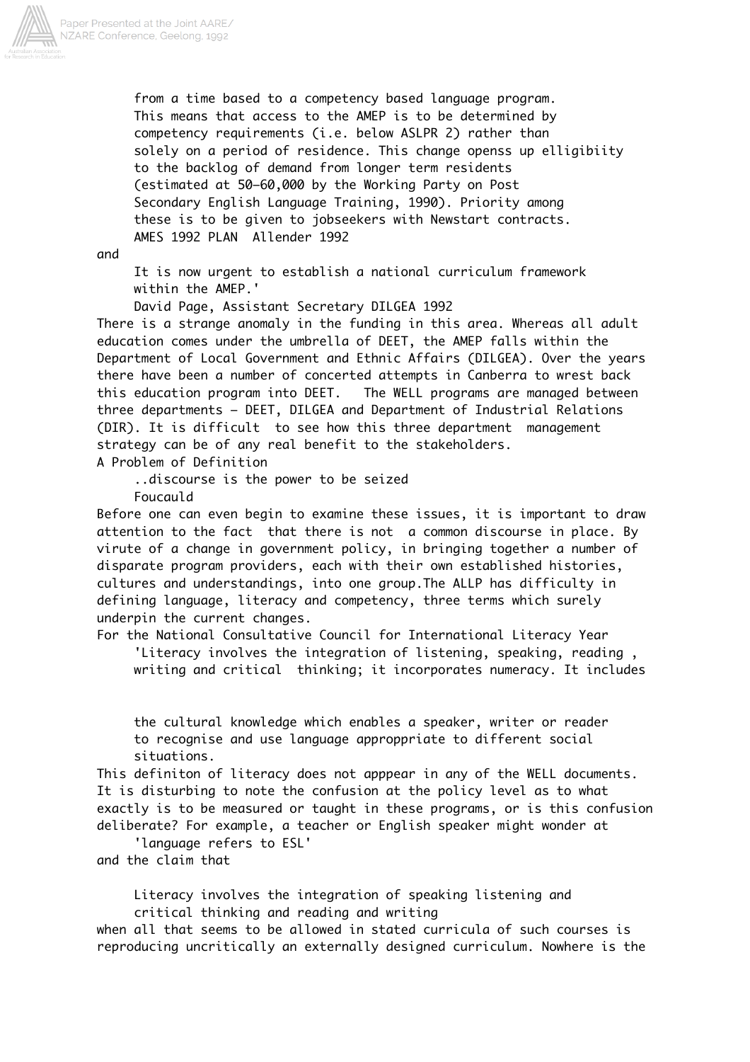> from a time based to a competency based language program. This means that access to the AMEP is to be determined by competency requirements (i.e. below ASLPR 2) rather than solely on a period of residence. This change openss up elligibiity to the backlog of demand from longer term residents (estimated at 50-60,000 by the Working Party on Post Secondary English Language Training, 1990). Priority among these is to be given to jobseekers with Newstart contracts.
> AMES 1992 PLAN Allender 1992

and

> It is now urgent to establish a national curriculum framework within the AMEP.'
> David Page, Assistant Secretary DILGEA 1992

There is a strange anomaly in the funding in this area. Whereas all adult education comes under the umbrella of DEET, the AMEP falls within the Department of Local Government and Ethnic Affairs (DILGEA). Over the years there have been a number of concerted attempts in Canberra to wrest back this education program into DEET. The WELL programs are managed between three departments - DEET, DILGEA and Department of Industrial Relations (DIR). It is difficult to see how this three department management strategy can be of any real benefit to the stakeholders.

## A Problem of Definition

> ..discourse is the power to be seized
> Foucauld

Before one can even begin to examine these issues, it is important to draw attention to the fact that there is not a common discourse in place. By virute of a change in government policy, in bringing together a number of disparate program providers, each with their own established histories, cultures and understandings, into one group.The ALLP has difficulty in defining language, literacy and competency, three terms which surely underpin the current changes.

For the National Consultative Council for International Literacy Year

> 'Literacy involves the integration of listening, speaking, reading , writing and critical thinking; it incorporates numeracy. It includes the cultural knowledge which enables a speaker, writer or reader to recognise and use language approppriate to different social situations.

This definiton of literacy does not apppear in any of the WELL documents. It is disturbing to note the confusion at the policy level as to what exactly is to be measured or taught in these programs, or is this confusion deliberate? For example, a teacher or English speaker might wonder at

> 'language refers to ESL'

and the claim that

> Literacy involves the integration of speaking listening and critical thinking and reading and writing

when all that seems to be allowed in stated curricula of such courses is reproducing uncritically an externally designed curriculum. Nowhere is the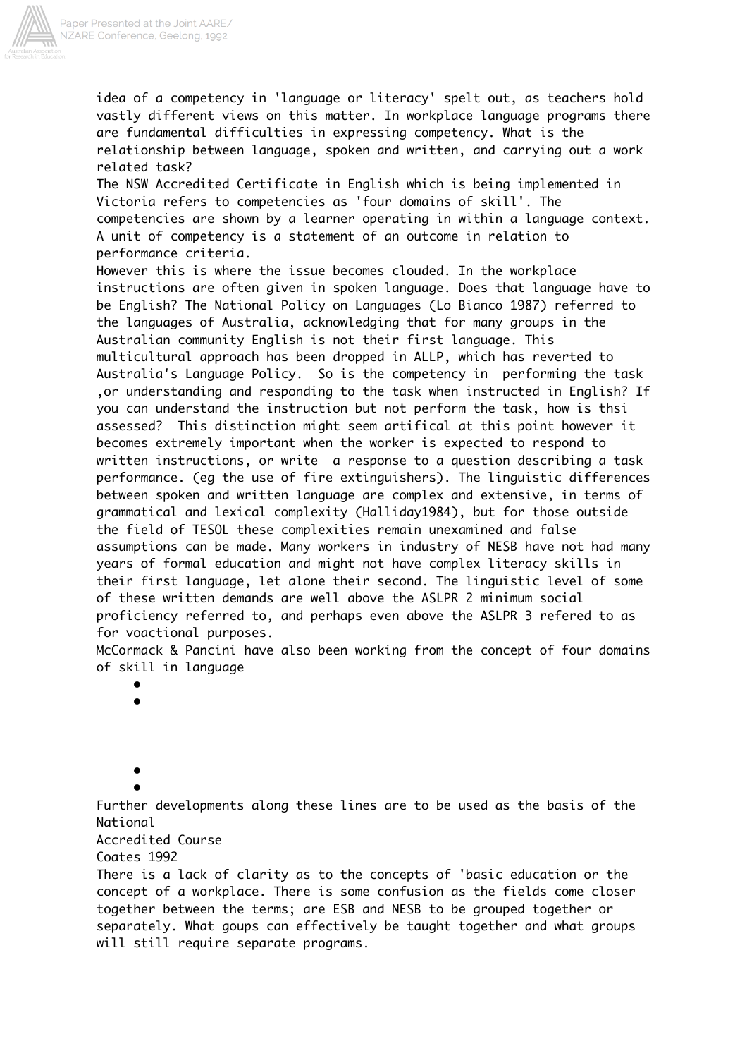idea of a competency in 'language or literacy' spelt out, as teachers hold vastly different views on this matter. In workplace language programs there are fundamental difficulties in expressing competency. What is the relationship between language, spoken and written, and carrying out a work related task?

The NSW Accredited Certificate in English which is being implemented in Victoria refers to competencies as 'four domains of skill'. The competencies are shown by a learner operating in within a language context. A unit of competency is a statement of an outcome in relation to performance criteria.

However this is where the issue becomes clouded. In the workplace instructions are often given in spoken language. Does that language have to be English? The National Policy on Languages (Lo Bianco 1987) referred to the languages of Australia, acknowledging that for many groups in the Australian community English is not their first language. This multicultural approach has been dropped in ALLP, which has reverted to Australia's Language Policy. So is the competency in performing the task ,or understanding and responding to the task when instructed in English? If you can understand the instruction but not perform the task, how is thsi assessed? This distinction might seem artifical at this point however it becomes extremely important when the worker is expected to respond to written instructions, or write a response to a question describing a task performance. (eg the use of fire extinguishers). The linguistic differences between spoken and written language are complex and extensive, in terms of grammatical and lexical complexity (Halliday1984), but for those outside the field of TESOL these complexities remain unexamined and false assumptions can be made. Many workers in industry of NESB have not had many years of formal education and might not have complex literacy skills in their first language, let alone their second. The linguistic level of some of these written demands are well above the ASLPR 2 minimum social proficiency referred to, and perhaps even above the ASLPR 3 refered to as for voactional purposes.

McCormack & Pancini have also been working from the concept of four domains of skill in language

- 
- 
- 
- 

Further developments along these lines are to be used as the basis of the National

Accredited Course

Coates 1992

There is a lack of clarity as to the concepts of 'basic education or the concept of a workplace. There is some confusion as the fields come closer together between the terms; are ESB and NESB to be grouped together or separately. What goups can effectively be taught together and what groups will still require separate programs.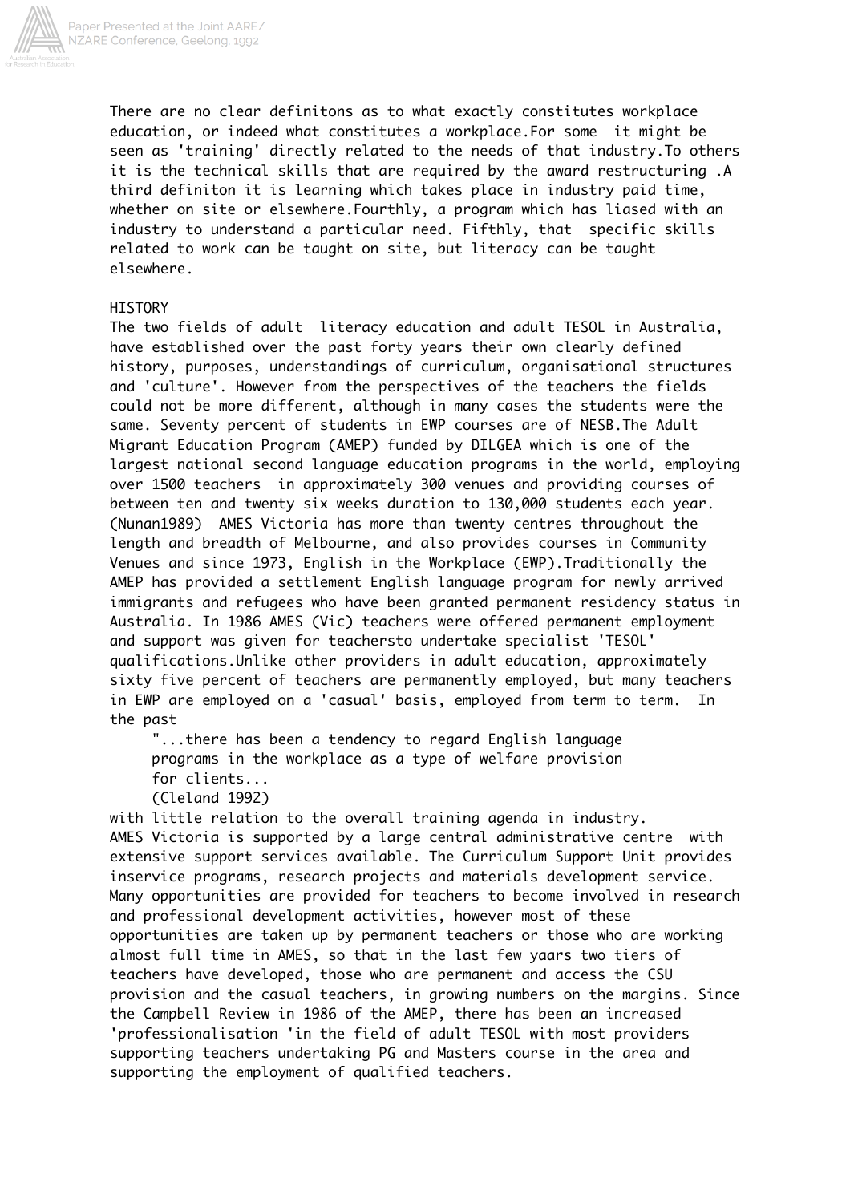There are no clear definitons as to what exactly constitutes workplace education, or indeed what constitutes a workplace.For some it might be seen as 'training' directly related to the needs of that industry.To others it is the technical skills that are required by the award restructuring .A third definiton it is learning which takes place in industry paid time, whether on site or elsewhere.Fourthly, a program which has liased with an industry to understand a particular need. Fifthly, that specific skills related to work can be taught on site, but literacy can be taught elsewhere.

## HISTORY

The two fields of adult literacy education and adult TESOL in Australia, have established over the past forty years their own clearly defined history, purposes, understandings of curriculum, organisational structures and 'culture'. However from the perspectives of the teachers the fields could not be more different, although in many cases the students were the same. Seventy percent of students in EWP courses are of NESB.The Adult Migrant Education Program (AMEP) funded by DILGEA which is one of the largest national second language education programs in the world, employing over 1500 teachers in approximately 300 venues and providing courses of between ten and twenty six weeks duration to 130,000 students each year. (Nunan1989) AMES Victoria has more than twenty centres throughout the length and breadth of Melbourne, and also provides courses in Community Venues and since 1973, English in the Workplace (EWP).Traditionally the AMEP has provided a settlement English language program for newly arrived immigrants and refugees who have been granted permanent residency status in Australia. In 1986 AMES (Vic) teachers were offered permanent employment and support was given for teachersto undertake specialist 'TESOL' qualifications.Unlike other providers in adult education, approximately sixty five percent of teachers are permanently employed, but many teachers in EWP are employed on a 'casual' basis, employed from term to term. In the past

> "...there has been a tendency to regard English language programs in the workplace as a type of welfare provision for clients...
> (Cleland 1992)

with little relation to the overall training agenda in industry. AMES Victoria is supported by a large central administrative centre with extensive support services available. The Curriculum Support Unit provides inservice programs, research projects and materials development service. Many opportunities are provided for teachers to become involved in research and professional development activities, however most of these opportunities are taken up by permanent teachers or those who are working almost full time in AMES, so that in the last few yaars two tiers of teachers have developed, those who are permanent and access the CSU provision and the casual teachers, in growing numbers on the margins. Since the Campbell Review in 1986 of the AMEP, there has been an increased 'professionalisation 'in the field of adult TESOL with most providers supporting teachers undertaking PG and Masters course in the area and supporting the employment of qualified teachers.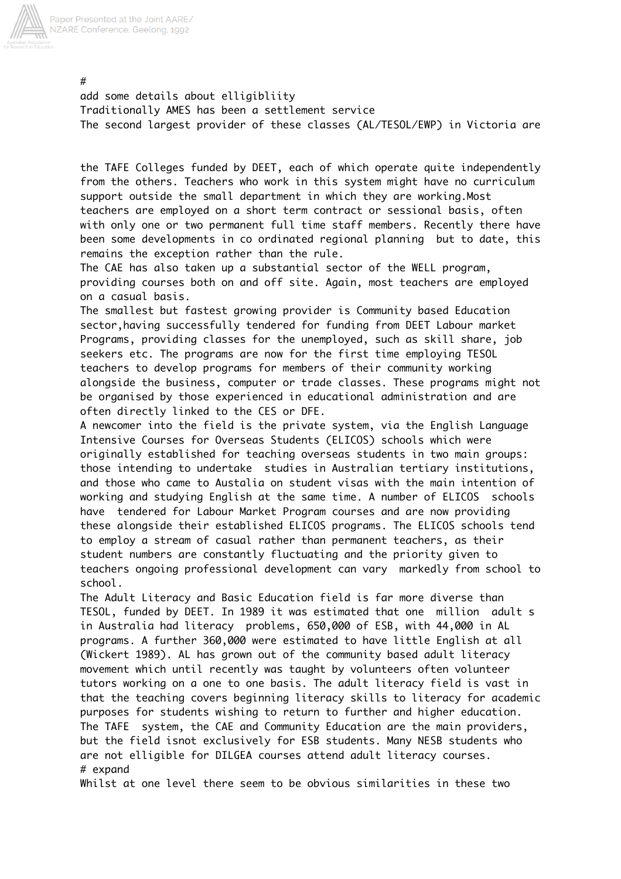#
add some details about elligibliity
Traditionally AMES has been a settlement service
The second largest provider of these classes (AL/TESOL/EWP) in Victoria are

the TAFE Colleges funded by DEET, each of which operate quite independently from the others. Teachers who work in this system might have no curriculum support outside the small department in which they are working.Most teachers are employed on a short term contract or sessional basis, often with only one or two permanent full time staff members. Recently there have been some developments in co ordinated regional planning but to date, this remains the exception rather than the rule.
The CAE has also taken up a substantial sector of the WELL program, providing courses both on and off site. Again, most teachers are employed on a casual basis.
The smallest but fastest growing provider is Community based Education sector,having successfully tendered for funding from DEET Labour market Programs, providing classes for the unemployed, such as skill share, job seekers etc. The programs are now for the first time employing TESOL teachers to develop programs for members of their community working alongside the business, computer or trade classes. These programs might not be organised by those experienced in educational administration and are often directly linked to the CES or DFE.
A newcomer into the field is the private system, via the English Language Intensive Courses for Overseas Students (ELICOS) schools which were originally established for teaching overseas students in two main groups: those intending to undertake studies in Australian tertiary institutions, and those who came to Austalia on student visas with the main intention of working and studying English at the same time. A number of ELICOS schools have tendered for Labour Market Program courses and are now providing these alongside their established ELICOS programs. The ELICOS schools tend to employ a stream of casual rather than permanent teachers, as their student numbers are constantly fluctuating and the priority given to teachers ongoing professional development can vary markedly from school to school.
The Adult Literacy and Basic Education field is far more diverse than TESOL, funded by DEET. In 1989 it was estimated that one million adult s in Australia had literacy problems, 650,000 of ESB, with 44,000 in AL programs. A further 360,000 were estimated to have little English at all (Wickert 1989). AL has grown out of the community based adult literacy movement which until recently was taught by volunteers often volunteer tutors working on a one to one basis. The adult literacy field is vast in that the teaching covers beginning literacy skills to literacy for academic purposes for students wishing to return to further and higher education. The TAFE system, the CAE and Community Education are the main providers, but the field isnot exclusively for ESB students. Many NESB students who are not elligible for DILGEA courses attend adult literacy courses.
# expand
Whilst at one level there seem to be obvious similarities in these two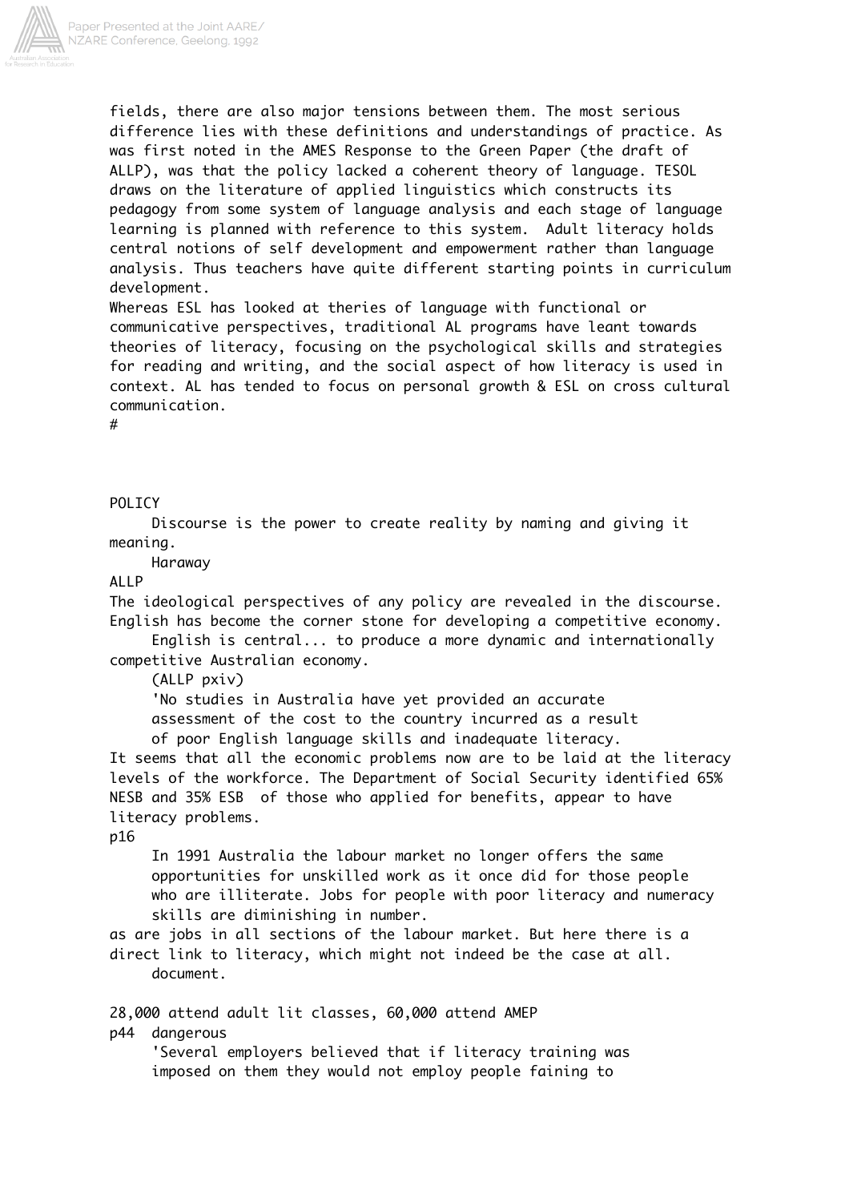fields, there are also major tensions between them. The most serious difference lies with these definitions and understandings of practice. As was first noted in the AMES Response to the Green Paper (the draft of ALLP), was that the policy lacked a coherent theory of language. TESOL draws on the literature of applied linguistics which constructs its pedagogy from some system of language analysis and each stage of language learning is planned with reference to this system. Adult literacy holds central notions of self development and empowerment rather than language analysis. Thus teachers have quite different starting points in curriculum development.

Whereas ESL has looked at theries of language with functional or communicative perspectives, traditional AL programs have leant towards theories of literacy, focusing on the psychological skills and strategies for reading and writing, and the social aspect of how literacy is used in context. AL has tended to focus on personal growth & ESL on cross cultural communication.

#

POLICY

> Discourse is the power to create reality by naming and giving it meaning.
>
> Haraway

ALLP

The ideological perspectives of any policy are revealed in the discourse. English has become the corner stone for developing a competitive economy.

> English is central... to produce a more dynamic and internationally competitive Australian economy.
>
> (ALLP pxiv)
>
> 'No studies in Australia have yet provided an accurate assessment of the cost to the country incurred as a result of poor English language skills and inadequate literacy.

It seems that all the economic problems now are to be laid at the literacy levels of the workforce. The Department of Social Security identified 65% NESB and 35% ESB of those who applied for benefits, appear to have literacy problems.

p16

> In 1991 Australia the labour market no longer offers the same opportunities for unskilled work as it once did for those people who are illiterate. Jobs for people with poor literacy and numeracy skills are diminishing in number.

as are jobs in all sections of the labour market. But here there is a direct link to literacy, which might not indeed be the case at all.

> document.

28,000 attend adult lit classes, 60,000 attend AMEP

p44 dangerous

> 'Several employers believed that if literacy training was imposed on them they would not employ people faining to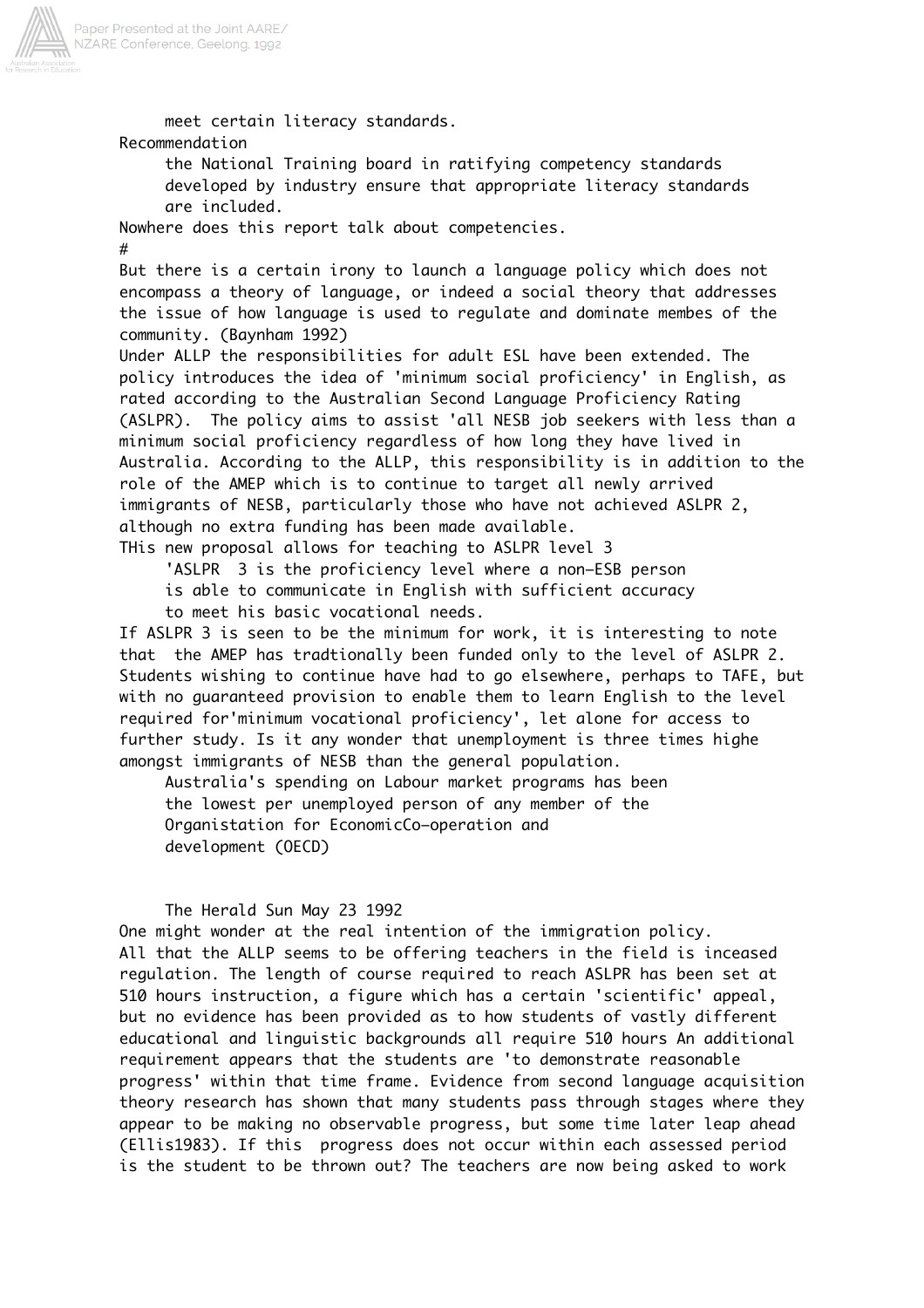meet certain literacy standards.

Recommendation

> the National Training board in ratifying competency standards developed by industry ensure that appropriate literacy standards are included.

Nowhere does this report talk about competencies.

#

But there is a certain irony to launch a language policy which does not encompass a theory of language, or indeed a social theory that addresses the issue of how language is used to regulate and dominate membes of the community. (Baynham 1992)

Under ALLP the responsibilities for adult ESL have been extended. The policy introduces the idea of 'minimum social proficiency' in English, as rated according to the Australian Second Language Proficiency Rating (ASLPR). The policy aims to assist 'all NESB job seekers with less than a minimum social proficiency regardless of how long they have lived in Australia. According to the ALLP, this responsibility is in addition to the role of the AMEP which is to continue to target all newly arrived immigrants of NESB, particularly those who have not achieved ASLPR 2, although no extra funding has been made available.

THis new proposal allows for teaching to ASLPR level 3

> 'ASLPR 3 is the proficiency level where a non-ESB person is able to communicate in English with sufficient accuracy to meet his basic vocational needs.

If ASLPR 3 is seen to be the minimum for work, it is interesting to note that the AMEP has tradtionally been funded only to the level of ASLPR 2. Students wishing to continue have had to go elsewhere, perhaps to TAFE, but with no guaranteed provision to enable them to learn English to the level required for'minimum vocational proficiency', let alone for access to further study. Is it any wonder that unemployment is three times highe amongst immigrants of NESB than the general population.

> Australia's spending on Labour market programs has been the lowest per unemployed person of any member of the Organistation for EconomicCo-operation and development (OECD)
>
> The Herald Sun May 23 1992

One might wonder at the real intention of the immigration policy.

All that the ALLP seems to be offering teachers in the field is inceased regulation. The length of course required to reach ASLPR has been set at 510 hours instruction, a figure which has a certain 'scientific' appeal, but no evidence has been provided as to how students of vastly different educational and linguistic backgrounds all require 510 hours An additional requirement appears that the students are 'to demonstrate reasonable progress' within that time frame. Evidence from second language acquisition theory research has shown that many students pass through stages where they appear to be making no observable progress, but some time later leap ahead (Ellis1983). If this progress does not occur within each assessed period is the student to be thrown out? The teachers are now being asked to work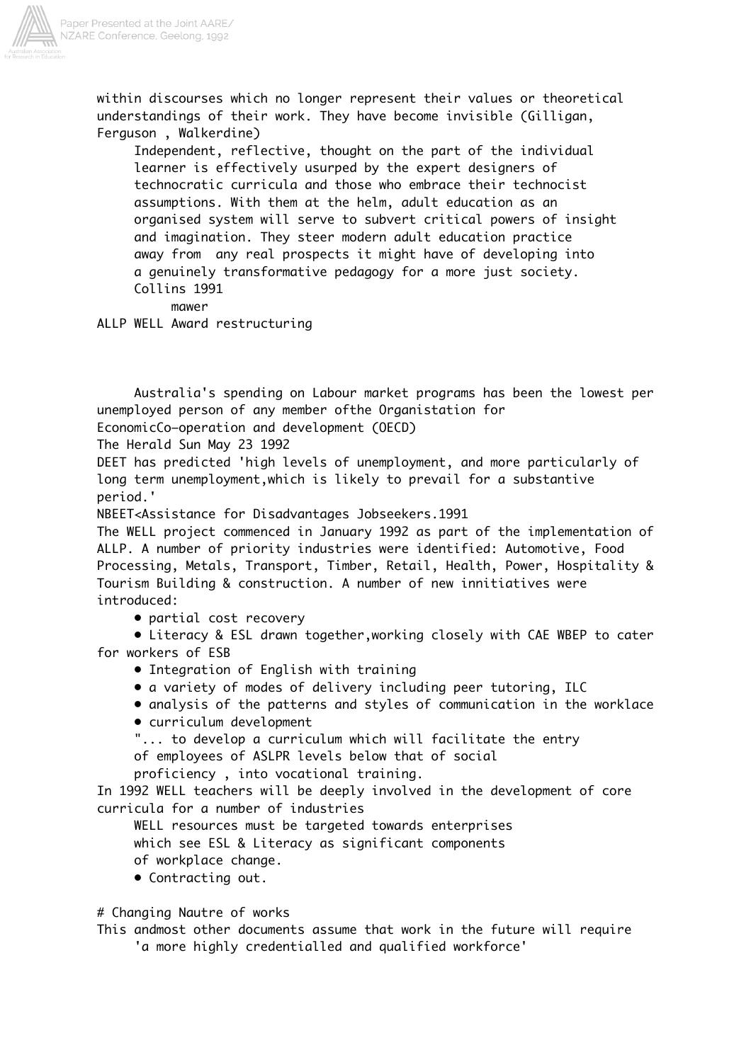within discourses which no longer represent their values or theoretical understandings of their work. They have become invisible (Gilligan, Ferguson , Walkerdine)

> Independent, reflective, thought on the part of the individual learner is effectively usurped by the expert designers of technocratic curricula and those who embrace their technocist assumptions. With them at the helm, adult education as an organised system will serve to subvert critical powers of insight and imagination. They steer modern adult education practice away from any real prospects it might have of developing into a genuinely transformative pedagogy for a more just society.
> Collins 1991

mawer

ALLP WELL Award restructuring

Australia's spending on Labour market programs has been the lowest per unemployed person of any member ofthe Organistation for EconomicCo-operation and development (OECD)
The Herald Sun May 23 1992

DEET has predicted 'high levels of unemployment, and more particularly of long term unemployment,which is likely to prevail for a substantive period.'
NBEET<Assistance for Disadvantages Jobseekers.1991

The WELL project commenced in January 1992 as part of the implementation of ALLP. A number of priority industries were identified: Automotive, Food Processing, Metals, Transport, Timber, Retail, Health, Power, Hospitality & Tourism Building & construction. A number of new innitiatives were introduced:

- partial cost recovery
- Literacy & ESL drawn together,working closely with CAE WBEP to cater for workers of ESB
- Integration of English with training
- a variety of modes of delivery including peer tutoring, ILC
- analysis of the patterns and styles of communication in the worklace
- curriculum development

> "... to develop a curriculum which will facilitate the entry of employees of ASLPR levels below that of social proficiency , into vocational training.

In 1992 WELL teachers will be deeply involved in the development of core curricula for a number of industries

> WELL resources must be targeted towards enterprises which see ESL & Literacy as significant components of workplace change.

- Contracting out.

# Changing Nautre of works

This andmost other documents assume that work in the future will require

> 'a more highly credentialled and qualified workforce'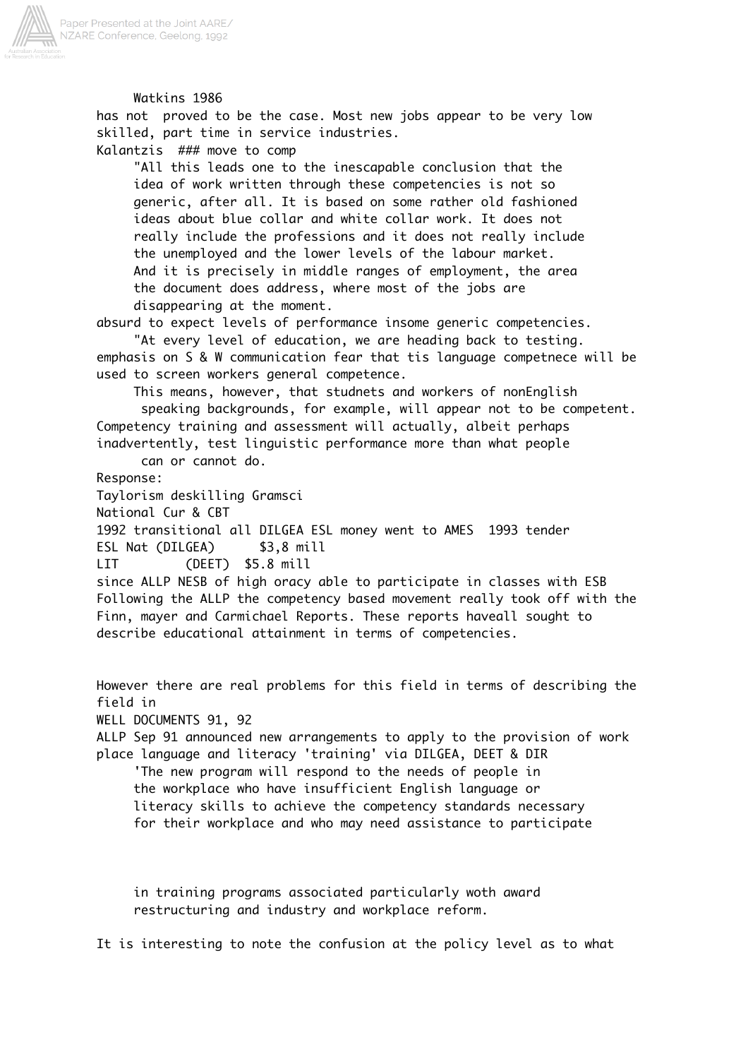Watkins 1986

has not proved to be the case. Most new jobs appear to be very low skilled, part time in service industries.

Kalantzis ### move to comp

> "All this leads one to the inescapable conclusion that the idea of work written through these competencies is not so generic, after all. It is based on some rather old fashioned ideas about blue collar and white collar work. It does not really include the professions and it does not really include the unemployed and the lower levels of the labour market. And it is precisely in middle ranges of employment, the area the document does address, where most of the jobs are disappearing at the moment.

absurd to expect levels of performance insome generic competencies.

> "At every level of education, we are heading back to testing.

emphasis on S & W communication fear that tis language competnece will be used to screen workers general competence.

> This means, however, that studnets and workers of nonEnglish speaking backgrounds, for example, will appear not to be competent.

Competency training and assessment will actually, albeit perhaps inadvertently, test linguistic performance more than what people can or cannot do.

Response:

Taylorism deskilling Gramsci

National Cur & CBT

1992 transitional all DILGEA ESL money went to AMES 1993 tender

ESL Nat (DILGEA) $3,8 mill

LIT (DEET) $5.8 mill

since ALLP NESB of high oracy able to participate in classes with ESB

Following the ALLP the competency based movement really took off with the Finn, mayer and Carmichael Reports. These reports haveall sought to describe educational attainment in terms of competencies.

However there are real problems for this field in terms of describing the field in

WELL DOCUMENTS 91, 92

ALLP Sep 91 announced new arrangements to apply to the provision of work place language and literacy 'training' via DILGEA, DEET & DIR

> 'The new program will respond to the needs of people in the workplace who have insufficient English language or literacy skills to achieve the competency standards necessary for their workplace and who may need assistance to participate in training programs associated particularly woth award restructuring and industry and workplace reform.

It is interesting to note the confusion at the policy level as to what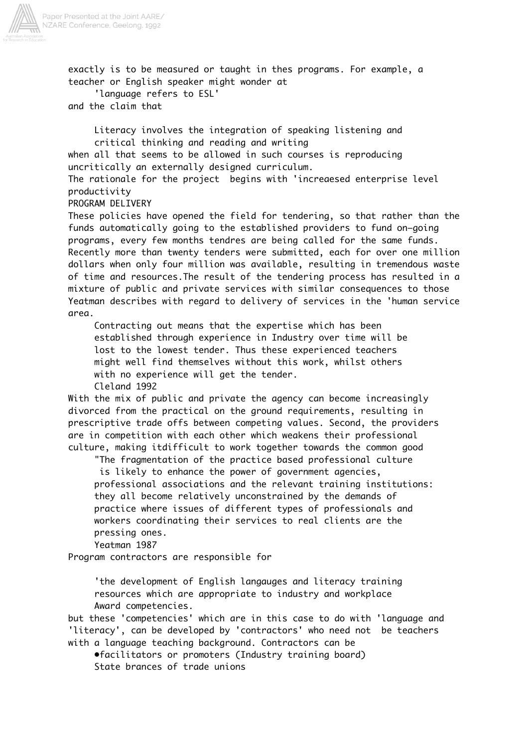exactly is to be measured or taught in thes programs. For example, a teacher or English speaker might wonder at

> 'language refers to ESL'

and the claim that

> Literacy involves the integration of speaking listening and critical thinking and reading and writing

when all that seems to be allowed in such courses is reproducing uncritically an externally designed curriculum.

The rationale for the project begins with 'increaesed enterprise level productivity

PROGRAM DELIVERY

These policies have opened the field for tendering, so that rather than the funds automatically going to the established providers to fund on-going programs, every few months tendres are being called for the same funds. Recently more than twenty tenders were submitted, each for over one million dollars when only four million was available, resulting in tremendous waste of time and resources.The result of the tendering process has resulted in a mixture of public and private services with similar consequences to those Yeatman describes with regard to delivery of services in the 'human service area.

> Contracting out means that the expertise which has been established through experience in Industry over time will be lost to the lowest tender. Thus these experienced teachers might well find themselves without this work, whilst others with no experience will get the tender.
>
> Cleland 1992

With the mix of public and private the agency can become increasingly divorced from the practical on the ground requirements, resulting in prescriptive trade offs between competing values. Second, the providers are in competition with each other which weakens their professional culture, making itdifficult to work together towards the common good

> "The fragmentation of the practice based professional culture is likely to enhance the power of government agencies, professional associations and the relevant training institutions: they all become relatively unconstrained by the demands of practice where issues of different types of professionals and workers coordinating their services to real clients are the pressing ones.
>
> Yeatman 1987

Program contractors are responsible for

> 'the development of English langauges and literacy training resources which are appropriate to industry and workplace Award competencies.

but these 'competencies' which are in this case to do with 'language and 'literacy', can be developed by 'contractors' who need not be teachers with a language teaching background. Contractors can be

- facilitators or promoters (Industry training board)
- State brances of trade unions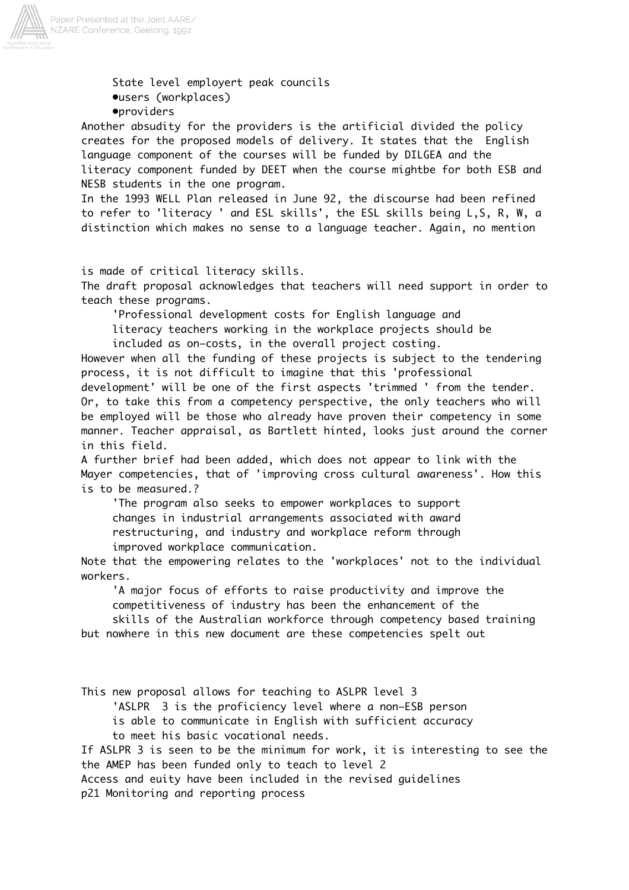State level employert peak councils

- users (workplaces)
- providers

Another absudity for the providers is the artificial divided the policy creates for the proposed models of delivery. It states that the English language component of the courses will be funded by DILGEA and the literacy component funded by DEET when the course mightbe for both ESB and NESB students in the one program.

In the 1993 WELL Plan released in June 92, the discourse had been refined to refer to 'literacy ' and ESL skills', the ESL skills being L,S, R, W, a distinction which makes no sense to a language teacher. Again, no mention

is made of critical literacy skills.

The draft proposal acknowledges that teachers will need support in order to teach these programs.

> 'Professional development costs for English language and literacy teachers working in the workplace projects should be included as on-costs, in the overall project costing.

However when all the funding of these projects is subject to the tendering process, it is not difficult to imagine that this 'professional development' will be one of the first aspects 'trimmed ' from the tender. Or, to take this from a competency perspective, the only teachers who will be employed will be those who already have proven their competency in some manner. Teacher appraisal, as Bartlett hinted, looks just around the corner in this field.

A further brief had been added, which does not appear to link with the Mayer competencies, that of 'improving cross cultural awareness'. How this is to be measured.?

> 'The program also seeks to empower workplaces to support changes in industrial arrangements associated with award restructuring, and industry and workplace reform through improved workplace communication.

Note that the empowering relates to the 'workplaces' not to the individual workers.

> 'A major focus of efforts to raise productivity and improve the competitiveness of industry has been the enhancement of the skills of the Australian workforce through competency based training

but nowhere in this new document are these competencies spelt out

This new proposal allows for teaching to ASLPR level 3

> 'ASLPR 3 is the proficiency level where a non-ESB person is able to communicate in English with sufficient accuracy to meet his basic vocational needs.

If ASLPR 3 is seen to be the minimum for work, it is interesting to see the the AMEP has been funded only to teach to level 2

Access and euity have been included in the revised guidelines

p21 Monitoring and reporting process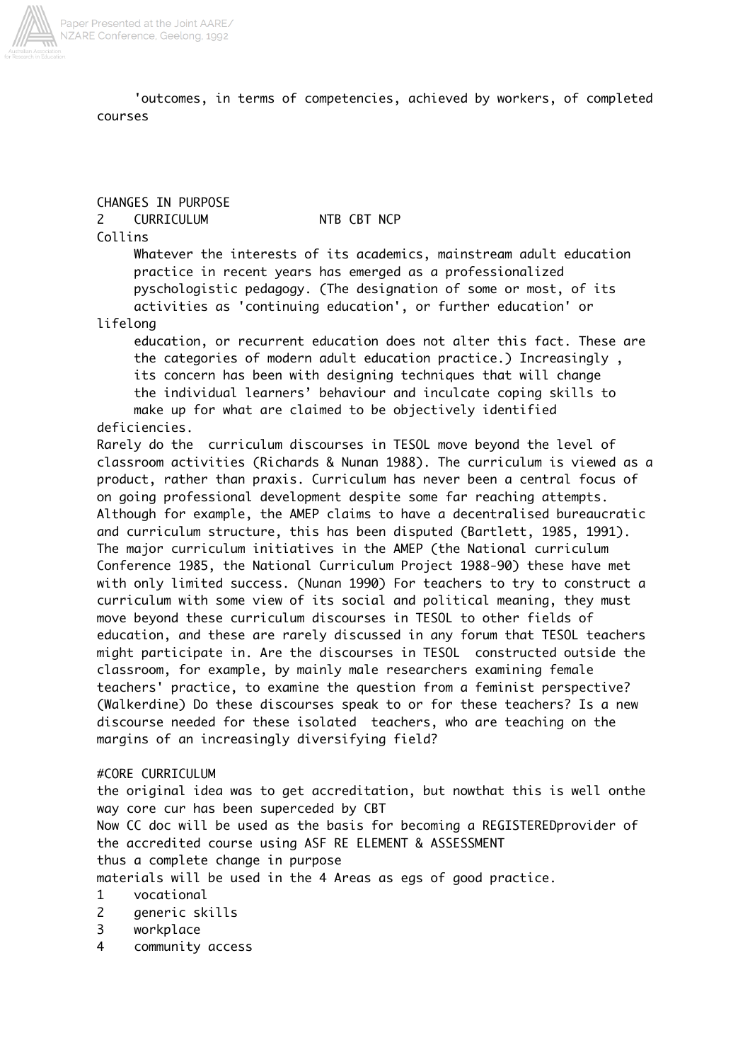'outcomes, in terms of competencies, achieved by workers, of completed courses

CHANGES IN PURPOSE

2 CURRICULUM NTB CBT NCP

Collins

> Whatever the interests of its academics, mainstream adult education practice in recent years has emerged as a professionalized pyschologistic pedagogy. (The designation of some or most, of its activities as 'continuing education', or further education' or lifelong education, or recurrent education does not alter this fact. These are the categories of modern adult education practice.) Increasingly , its concern has been with designing techniques that will change the individual learners' behaviour and inculcate coping skills to make up for what are claimed to be objectively identified deficiencies.

Rarely do the curriculum discourses in TESOL move beyond the level of classroom activities (Richards & Nunan 1988). The curriculum is viewed as a product, rather than praxis. Curriculum has never been a central focus of on going professional development despite some far reaching attempts. Although for example, the AMEP claims to have a decentralised bureaucratic and curriculum structure, this has been disputed (Bartlett, 1985, 1991). The major curriculum initiatives in the AMEP (the National curriculum Conference 1985, the National Curriculum Project 1988-90) these have met with only limited success. (Nunan 1990) For teachers to try to construct a curriculum with some view of its social and political meaning, they must move beyond these curriculum discourses in TESOL to other fields of education, and these are rarely discussed in any forum that TESOL teachers might participate in. Are the discourses in TESOL constructed outside the classroom, for example, by mainly male researchers examining female teachers' practice, to examine the question from a feminist perspective? (Walkerdine) Do these discourses speak to or for these teachers? Is a new discourse needed for these isolated teachers, who are teaching on the margins of an increasingly diversifying field?

#CORE CURRICULUM

the original idea was to get accreditation, but nowthat this is well onthe way core cur has been superceded by CBT

Now CC doc will be used as the basis for becoming a REGISTEREDprovider of the accredited course using ASF RE ELEMENT & ASSESSMENT

thus a complete change in purpose

materials will be used in the 4 Areas as egs of good practice.

1 vocational
2 generic skills
3 workplace
4 community access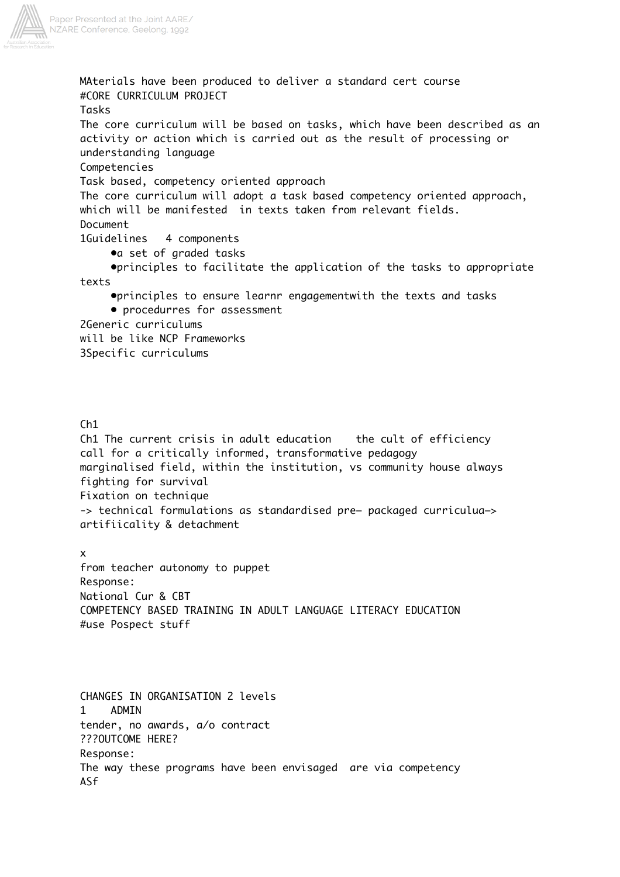MAterials have been produced to deliver a standard cert course

#CORE CURRICULUM PROJECT

Tasks

The core curriculum will be based on tasks, which have been described as an activity or action which is carried out as the result of processing or understanding language

Competencies

Task based, competency oriented approach

The core curriculum will adopt a task based competency oriented approach, which will be manifested  in texts taken from relevant fields.

Document

1Guidelines   4 components

- a set of graded tasks
- principles to facilitate the application of the tasks to appropriate texts
- principles to ensure learnr engagementwith the texts and tasks
- procedurres for assessment

2Generic curriculums

will be like NCP Frameworks

3Specific curriculums

Ch1

Ch1 The current crisis in adult education    the cult of efficiency

call for a critically informed, transformative pedagogy

marginalised field, within the institution, vs community house always fighting for survival

Fixation on technique

-> technical formulations as standardised pre- packaged curriculua-> artifiicality & detachment

x

from teacher autonomy to puppet

Response:

National Cur & CBT

COMPETENCY BASED TRAINING IN ADULT LANGUAGE LITERACY EDUCATION

#use Pospect stuff

CHANGES IN ORGANISATION 2 levels

1    ADMIN

tender, no awards, a/o contract

???OUTCOME HERE?

Response:

The way these programs have been envisaged  are via competency

ASf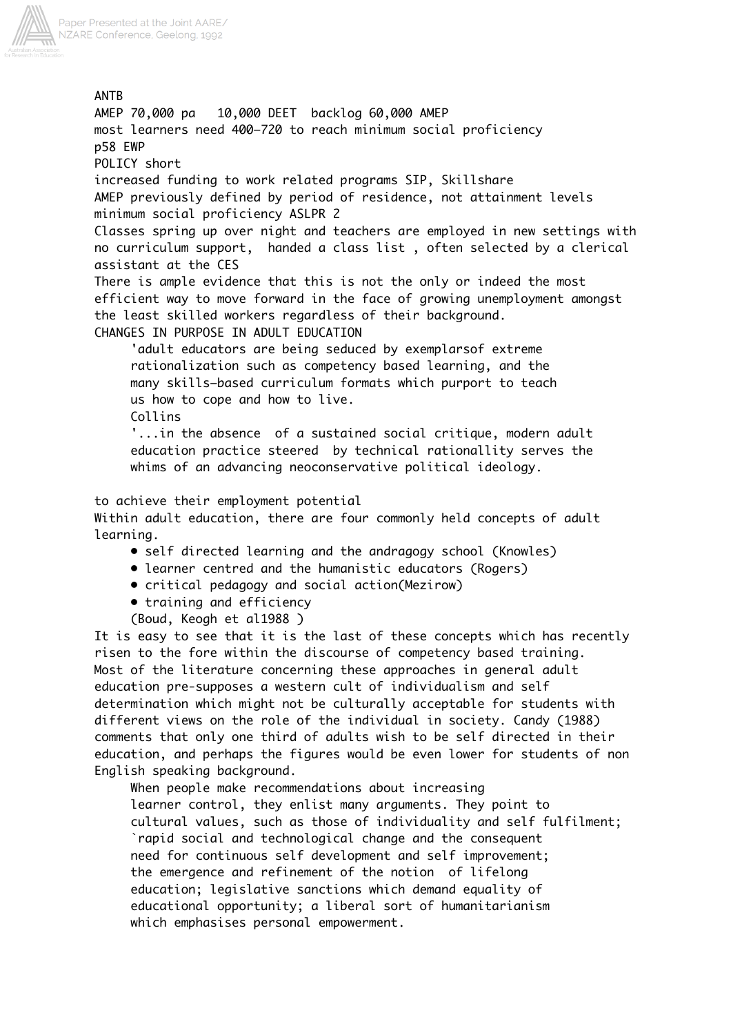ANTB

AMEP 70,000 pa   10,000 DEET  backlog 60,000 AMEP

most learners need 400-720 to reach minimum social proficiency

p58 EWP

POLICY short

increased funding to work related programs SIP, Skillshare

AMEP previously defined by period of residence, not attainment levels

minimum social proficiency ASLPR 2

Classes spring up over night and teachers are employed in new settings with no curriculum support, handed a class list , often selected by a clerical assistant at the CES

There is ample evidence that this is not the only or indeed the most efficient way to move forward in the face of growing unemployment amongst the least skilled workers regardless of their background.

CHANGES IN PURPOSE IN ADULT EDUCATION

> 'adult educators are being seduced by exemplarsof extreme rationalization such as competency based learning, and the many skills-based curriculum formats which purport to teach us how to cope and how to live.
>
> Collins
>
> '...in the absence of a sustained social critique, modern adult education practice steered by technical rationallity serves the whims of an advancing neoconservative political ideology.

to achieve their employment potential

Within adult education, there are four commonly held concepts of adult learning.

- self directed learning and the andragogy school (Knowles)
- learner centred and the humanistic educators (Rogers)
- critical pedagogy and social action(Mezirow)
- training and efficiency

(Boud, Keogh et al1988 )

It is easy to see that it is the last of these concepts which has recently risen to the fore within the discourse of competency based training. Most of the literature concerning these approaches in general adult education pre-supposes a western cult of individualism and self determination which might not be culturally acceptable for students with different views on the role of the individual in society. Candy (1988) comments that only one third of adults wish to be self directed in their education, and perhaps the figures would be even lower for students of non English speaking background.

> When people make recommendations about increasing learner control, they enlist many arguments. They point to cultural values, such as those of individuality and self fulfilment; `rapid social and technological change and the consequent need for continuous self development and self improvement; the emergence and refinement of the notion of lifelong education; legislative sanctions which demand equality of educational opportunity; a liberal sort of humanitarianism which emphasises personal empowerment.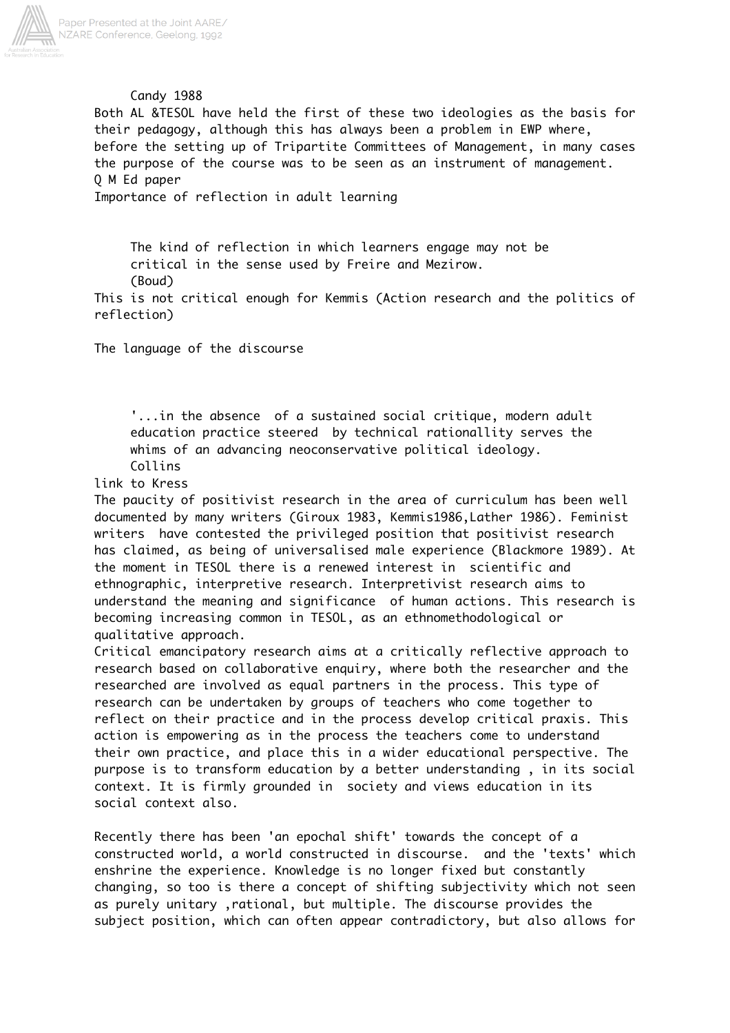Candy 1988

Both AL &TESOL have held the first of these two ideologies as the basis for their pedagogy, although this has always been a problem in EWP where, before the setting up of Tripartite Committees of Management, in many cases the purpose of the course was to be seen as an instrument of management.
Q M Ed paper
Importance of reflection in adult learning

> The kind of reflection in which learners engage may not be critical in the sense used by Freire and Mezirow.
> (Boud)

This is not critical enough for Kemmis (Action research and the politics of reflection)

The language of the discourse

> '...in the absence of a sustained social critique, modern adult education practice steered by technical rationallity serves the whims of an advancing neoconservative political ideology.
> Collins

link to Kress

The paucity of positivist research in the area of curriculum has been well documented by many writers (Giroux 1983, Kemmis1986,Lather 1986). Feminist writers have contested the privileged position that positivist research has claimed, as being of universalised male experience (Blackmore 1989). At the moment in TESOL there is a renewed interest in scientific and ethnographic, interpretive research. Interpretivist research aims to understand the meaning and significance of human actions. This research is becoming increasing common in TESOL, as an ethnomethodological or qualitative approach.

Critical emancipatory research aims at a critically reflective approach to research based on collaborative enquiry, where both the researcher and the researched are involved as equal partners in the process. This type of research can be undertaken by groups of teachers who come together to reflect on their practice and in the process develop critical praxis. This action is empowering as in the process the teachers come to understand their own practice, and place this in a wider educational perspective. The purpose is to transform education by a better understanding , in its social context. It is firmly grounded in society and views education in its social context also.

Recently there has been 'an epochal shift' towards the concept of a constructed world, a world constructed in discourse. and the 'texts' which enshrine the experience. Knowledge is no longer fixed but constantly changing, so too is there a concept of shifting subjectivity which not seen as purely unitary ,rational, but multiple. The discourse provides the subject position, which can often appear contradictory, but also allows for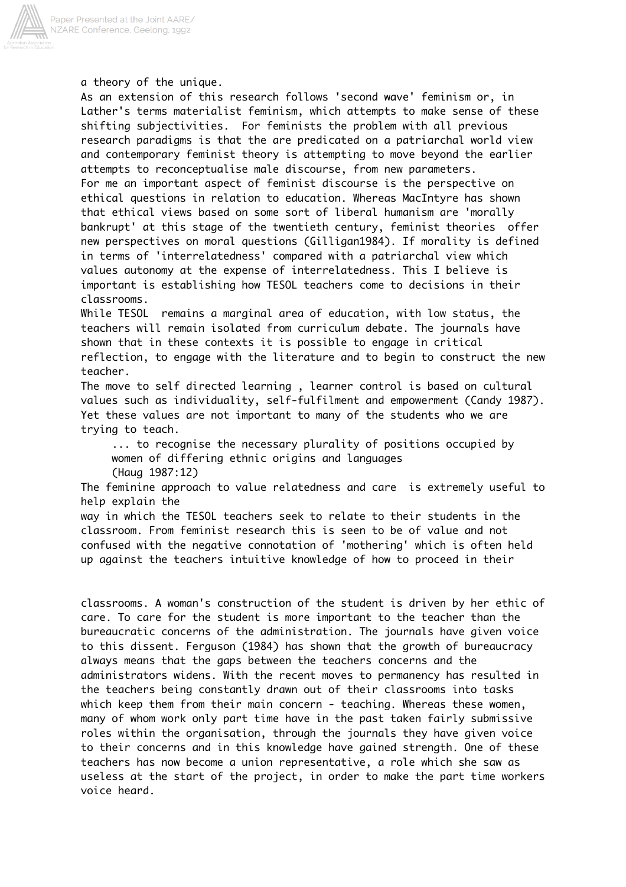a theory of the unique.

As an extension of this research follows 'second wave' feminism or, in Lather's terms materialist feminism, which attempts to make sense of these shifting subjectivities. For feminists the problem with all previous research paradigms is that the are predicated on a patriarchal world view and contemporary feminist theory is attempting to move beyond the earlier attempts to reconceptualise male discourse, from new parameters.

For me an important aspect of feminist discourse is the perspective on ethical questions in relation to education. Whereas MacIntyre has shown that ethical views based on some sort of liberal humanism are 'morally bankrupt' at this stage of the twentieth century, feminist theories offer new perspectives on moral questions (Gilligan1984). If morality is defined in terms of 'interrelatedness' compared with a patriarchal view which values autonomy at the expense of interrelatedness. This I believe is important is establishing how TESOL teachers come to decisions in their classrooms.

While TESOL remains a marginal area of education, with low status, the teachers will remain isolated from curriculum debate. The journals have shown that in these contexts it is possible to engage in critical reflection, to engage with the literature and to begin to construct the new teacher.

The move to self directed learning , learner control is based on cultural values such as individuality, self-fulfilment and empowerment (Candy 1987). Yet these values are not important to many of the students who we are trying to teach.

> ... to recognise the necessary plurality of positions occupied by women of differing ethnic origins and languages
> (Haug 1987:12)

The feminine approach to value relatedness and care is extremely useful to help explain the way in which the TESOL teachers seek to relate to their students in the classroom. From feminist research this is seen to be of value and not confused with the negative connotation of 'mothering' which is often held up against the teachers intuitive knowledge of how to proceed in their classrooms. A woman's construction of the student is driven by her ethic of care. To care for the student is more important to the teacher than the bureaucratic concerns of the administration. The journals have given voice to this dissent. Ferguson (1984) has shown that the growth of bureaucracy always means that the gaps between the teachers concerns and the administrators widens. With the recent moves to permanency has resulted in the teachers being constantly drawn out of their classrooms into tasks which keep them from their main concern - teaching. Whereas these women, many of whom work only part time have in the past taken fairly submissive roles within the organisation, through the journals they have given voice to their concerns and in this knowledge have gained strength. One of these teachers has now become a union representative, a role which she saw as useless at the start of the project, in order to make the part time workers voice heard.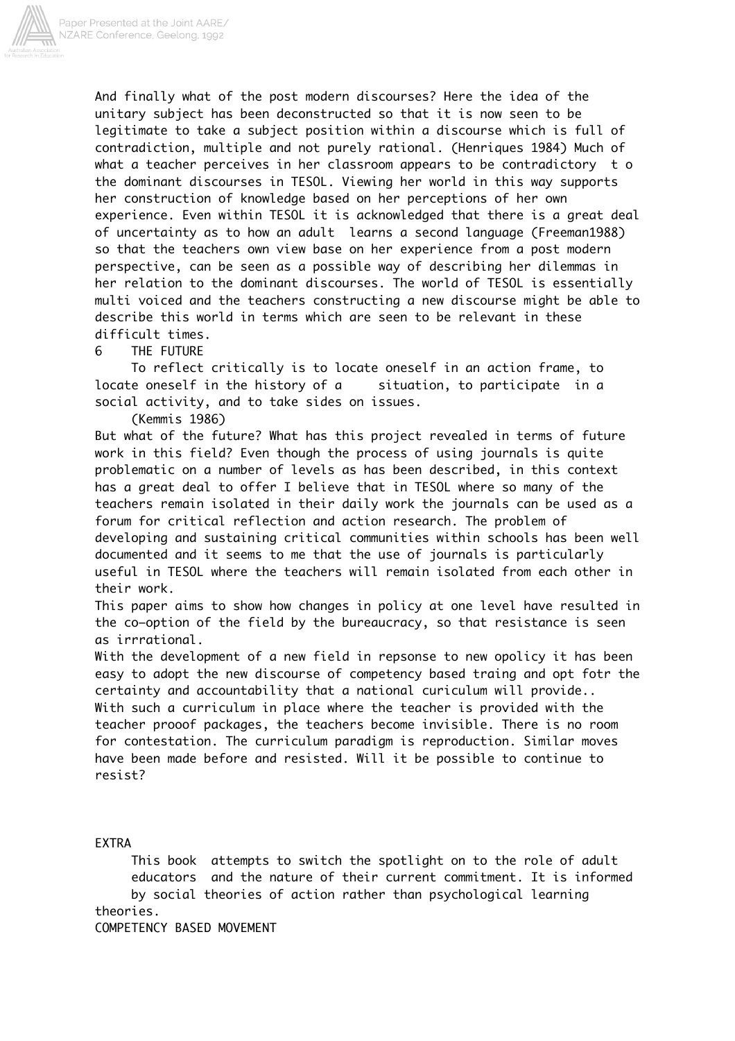And finally what of the post modern discourses? Here the idea of the unitary subject has been deconstructed so that it is now seen to be legitimate to take a subject position within a discourse which is full of contradiction, multiple and not purely rational. (Henriques 1984) Much of what a teacher perceives in her classroom appears to be contradictory t o the dominant discourses in TESOL. Viewing her world in this way supports her construction of knowledge based on her perceptions of her own experience. Even within TESOL it is acknowledged that there is a great deal of uncertainty as to how an adult learns a second language (Freeman1988) so that the teachers own view base on her experience from a post modern perspective, can be seen as a possible way of describing her dilemmas in her relation to the dominant discourses. The world of TESOL is essentially multi voiced and the teachers constructing a new discourse might be able to describe this world in terms which are seen to be relevant in these difficult times.

## 6 THE FUTURE

> To reflect critically is to locate oneself in an action frame, to locate oneself in the history of a situation, to participate in a social activity, and to take sides on issues.
>
> (Kemmis 1986)

But what of the future? What has this project revealed in terms of future work in this field? Even though the process of using journals is quite problematic on a number of levels as has been described, in this context has a great deal to offer I believe that in TESOL where so many of the teachers remain isolated in their daily work the journals can be used as a forum for critical reflection and action research. The problem of developing and sustaining critical communities within schools has been well documented and it seems to me that the use of journals is particularly useful in TESOL where the teachers will remain isolated from each other in their work.

This paper aims to show how changes in policy at one level have resulted in the co-option of the field by the bureaucracy, so that resistance is seen as irrrational.

With the development of a new field in repsonse to new opolicy it has been easy to adopt the new discourse of competency based traing and opt fotr the certainty and accountability that a national curiculum will provide..

With such a curriculum in place where the teacher is provided with the teacher prooof packages, the teachers become invisible. There is no room for contestation. The curriculum paradigm is reproduction. Similar moves have been made before and resisted. Will it be possible to continue to resist?

EXTRA

> This book attempts to switch the spotlight on to the role of adult educators and the nature of their current commitment. It is informed by social theories of action rather than psychological learning theories.

COMPETENCY BASED MOVEMENT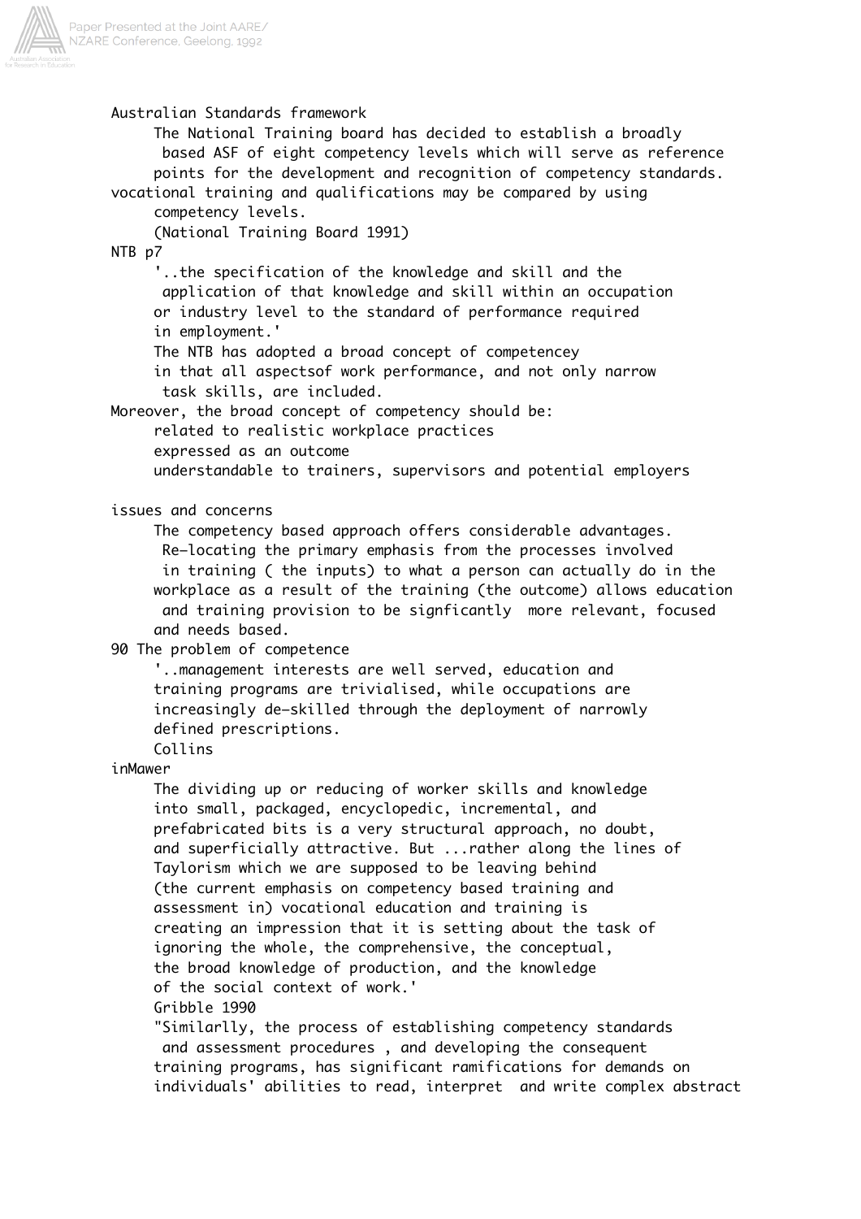Australian Standards framework

The National Training board has decided to establish a broadly based ASF of eight competency levels which will serve as reference points for the development and recognition of competency standards. vocational training and qualifications may be compared by using competency levels.

(National Training Board 1991)

NTB p7

'..the specification of the knowledge and skill and the application of that knowledge and skill within an occupation or industry level to the standard of performance required in employment.'

The NTB has adopted a broad concept of competencey in that all aspectsof work performance, and not only narrow task skills, are included.

Moreover, the broad concept of competency should be:

related to realistic workplace practices

expressed as an outcome

understandable to trainers, supervisors and potential employers

issues and concerns

The competency based approach offers considerable advantages. Re-locating the primary emphasis from the processes involved in training ( the inputs) to what a person can actually do in the workplace as a result of the training (the outcome) allows education and training provision to be signficantly  more relevant, focused and needs based.

90 The problem of competence

'..management interests are well served, education and training programs are trivialised, while occupations are increasingly de-skilled through the deployment of narrowly defined prescriptions.

Collins

inMawer

The dividing up or reducing of worker skills and knowledge into small, packaged, encyclopedic, incremental, and prefabricated bits is a very structural approach, no doubt, and superficially attractive. But ...rather along the lines of Taylorism which we are supposed to be leaving behind (the current emphasis on competency based training and assessment in) vocational education and training is creating an impression that it is setting about the task of ignoring the whole, the comprehensive, the conceptual, the broad knowledge of production, and the knowledge of the social context of work.'

Gribble 1990

"Similarlly, the process of establishing competency standards and assessment procedures , and developing the consequent training programs, has significant ramifications for demands on individuals' abilities to read, interpret  and write complex abstract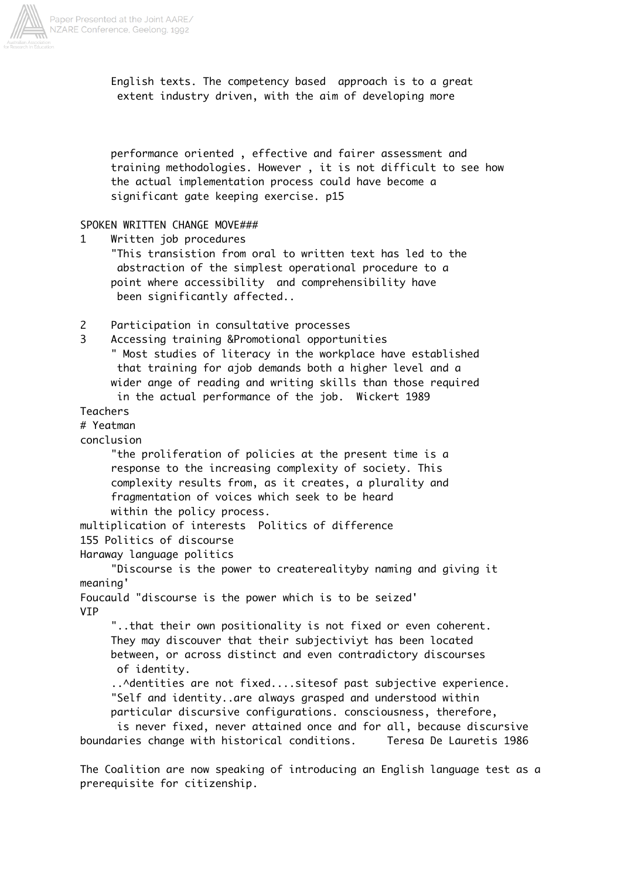English texts. The competency based approach is to a great extent industry driven, with the aim of developing more

performance oriented , effective and fairer assessment and training methodologies. However , it is not difficult to see how the actual implementation process could have become a significant gate keeping exercise. p15

SPOKEN WRITTEN CHANGE MOVE###

1 Written job procedures

"This transistion from oral to written text has led to the abstraction of the simplest operational procedure to a point where accessibility and comprehensibility have been significantly affected..

2 Participation in consultative processes

3 Accessing training &Promotional opportunities

" Most studies of literacy in the workplace have established that training for ajob demands both a higher level and a wider ange of reading and writing skills than those required in the actual performance of the job. Wickert 1989

Teachers

# Yeatman

conclusion

"the proliferation of policies at the present time is a response to the increasing complexity of society. This complexity results from, as it creates, a plurality and fragmentation of voices which seek to be heard within the policy process.

multiplication of interests Politics of difference

155 Politics of discourse

Haraway language politics

"Discourse is the power to createrealityby naming and giving it meaning'

Foucauld "discourse is the power which is to be seized'

VIP

"..that their own positionality is not fixed or even coherent. They may discouver that their subjectiviyt has been located between, or across distinct and even contradictory discourses of identity.

..^dentities are not fixed....sitesof past subjective experience.

"Self and identity..are always grasped and understood within particular discursive configurations. consciousness, therefore, is never fixed, never attained once and for all, because discursive boundaries change with historical conditions. Teresa De Lauretis 1986

The Coalition are now speaking of introducing an English language test as a prerequisite for citizenship.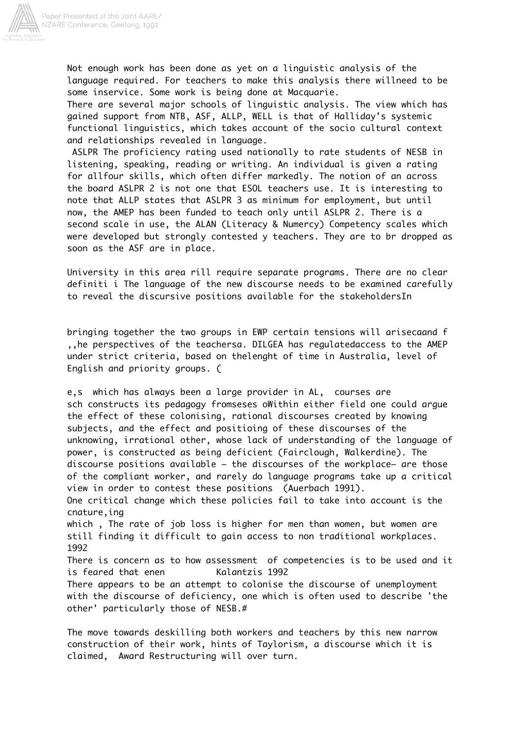Not enough work has been done as yet on a linguistic analysis of the language required. For teachers to make this analysis there willneed to be some inservice. Some work is being done at Macquarie.

There are several major schools of linguistic analysis. The view which has gained support from NTB, ASF, ALLP, WELL is that of Halliday's systemic functional linguistics, which takes account of the socio cultural context and relationships revealed in language.

ASLPR The proficiency rating used nationally to rate students of NESB in listening, speaking, reading or writing. An individual is given a rating for allfour skills, which often differ markedly. The notion of an across the board ASLPR 2 is not one that ESOL teachers use. It is interesting to note that ALLP states that ASLPR 3 as minimum for employment, but until now, the AMEP has been funded to teach only until ASLPR 2. There is a second scale in use, the ALAN (Literacy & Numercy) Competency scales which were developed but strongly contested y teachers. They are to br dropped as soon as the ASF are in place.

University in this area rill require separate programs. There are no clear definiti i The language of the new discourse needs to be examined carefully to reveal the discursive positions available for the stakeholdersIn

bringing together the two groups in EWP certain tensions will arisecaand f ,,he perspectives of the teachersa. DILGEA has regulatedaccess to the AMEP under strict criteria, based on thelenght of time in Australia, level of English and priority groups. (

e,s which has always been a large provider in AL, courses are sch constructs its pedagogy fromseses oWithin either field one could argue the effect of these colonising, rational discourses created by knowing subjects, and the effect and positioing of these discourses of the unknowing, irrational other, whose lack of understanding of the language of power, is constructed as being deficient (Fairclough, Walkerdine). The discourse positions available – the discourses of the workplace– are those of the compliant worker, and rarely do language programs take up a critical view in order to contest these positions (Auerbach 1991).

One critical change which these policies fail to take into account is the cnature,ing

which , The rate of job loss is higher for men than women, but women are still finding it difficult to gain access to non traditional workplaces. 1992

There is concern as to how assessment of competencies is to be used and it is feared that enen Kalantzis 1992

There appears to be an attempt to colonise the discourse of unemployment with the discourse of deficiency, one which is often used to describe 'the other' particularly those of NESB.#

The move towards deskilling both workers and teachers by this new narrow construction of their work, hints of Taylorism, a discourse which it is claimed, Award Restructuring will over turn.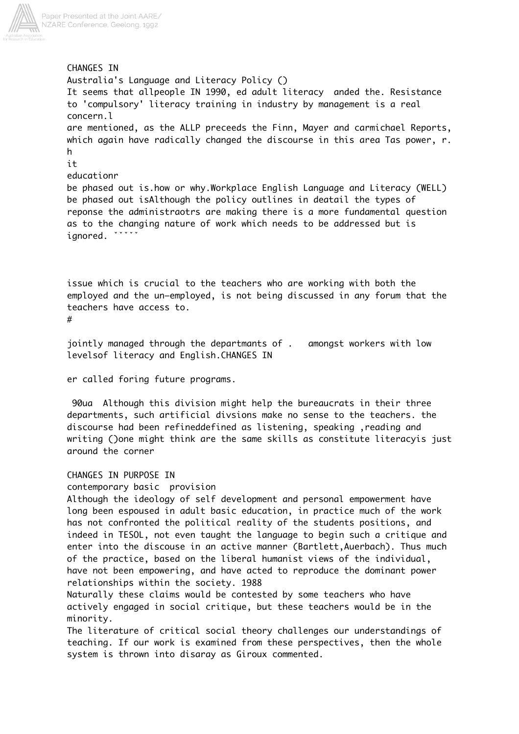CHANGES IN
Australia's Language and Literacy Policy ()
It seems that allpeople IN 1990, ed adult literacy  anded the. Resistance to 'compulsory' literacy training in industry by management is a real concern.l
are mentioned, as the ALLP preceeds the Finn, Mayer and carmichael Reports, which again have radically changed the discourse in this area Tas power, r.
h
it
educationr
be phased out is.how or why.Workplace English Language and Literacy (WELL) be phased out isAlthough the policy outlines in deatail the types of reponse the administraotrs are making there is a more fundamental question as to the changing nature of work which needs to be addressed but is ignored. ˇˇˇˇˇ

issue which is crucial to the teachers who are working with both the employed and the un-employed, is not being discussed in any forum that the teachers have access to.
#

jointly managed through the departmants of .   amongst workers with low levelsof literacy and English.CHANGES IN

er called foring future programs.

 90ua  Although this division might help the bureaucrats in their three departments, such artificial divsions make no sense to the teachers. the discourse had been refineddefined as listening, speaking ,reading and writing ()one might think are the same skills as constitute literacyis just around the corner

CHANGES IN PURPOSE IN
contemporary basic  provision
Although the ideology of self development and personal empowerment have long been espoused in adult basic education, in practice much of the work has not confronted the political reality of the students positions, and indeed in TESOL, not even taught the language to begin such a critique and enter into the discouse in an active manner (Bartlett,Auerbach). Thus much of the practice, based on the liberal humanist views of the individual, have not been empowering, and have acted to reproduce the dominant power relationships within the society. 1988
Naturally these claims would be contested by some teachers who have actively engaged in social critique, but these teachers would be in the minority.
The literature of critical social theory challenges our understandings of teaching. If our work is examined from these perspectives, then the whole system is thrown into disaray as Giroux commented.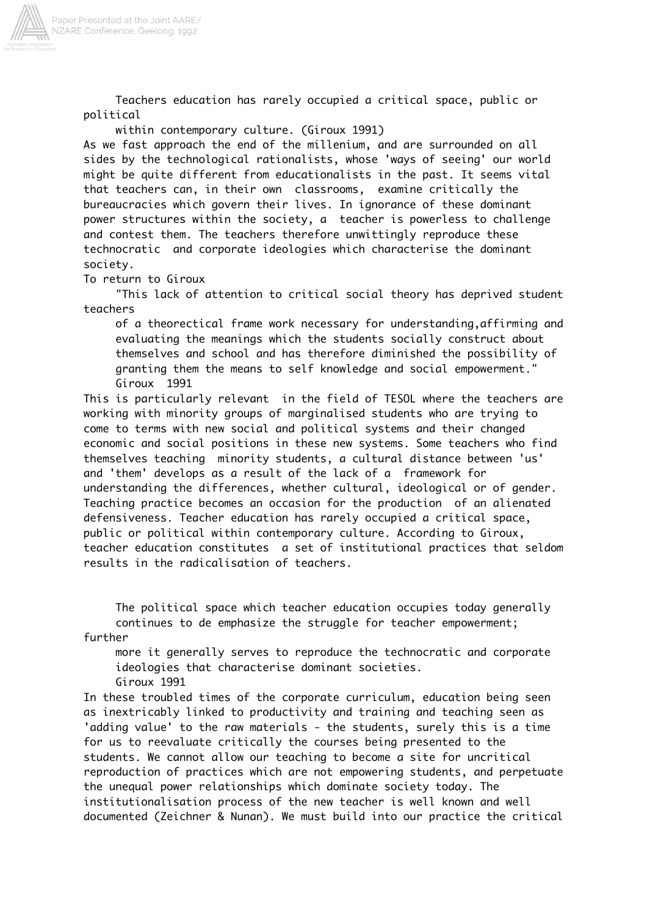> Teachers education has rarely occupied a critical space, public or political within contemporary culture. (Giroux 1991)

As we fast approach the end of the millenium, and are surrounded on all sides by the technological rationalists, whose 'ways of seeing' our world might be quite different from educationalists in the past. It seems vital that teachers can, in their own classrooms, examine critically the bureaucracies which govern their lives. In ignorance of these dominant power structures within the society, a teacher is powerless to challenge and contest them. The teachers therefore unwittingly reproduce these technocratic and corporate ideologies which characterise the dominant society.

To return to Giroux

> "This lack of attention to critical social theory has deprived student teachers of a theorectical frame work necessary for understanding,affirming and evaluating the meanings which the students socially construct about themselves and school and has therefore diminished the possibility of granting them the means to self knowledge and social empowerment." Giroux 1991

This is particularly relevant in the field of TESOL where the teachers are working with minority groups of marginalised students who are trying to come to terms with new social and political systems and their changed economic and social positions in these new systems. Some teachers who find themselves teaching minority students, a cultural distance between 'us' and 'them' develops as a result of the lack of a framework for understanding the differences, whether cultural, ideological or of gender. Teaching practice becomes an occasion for the production of an alienated defensiveness. Teacher education has rarely occupied a critical space, public or political within contemporary culture. According to Giroux, teacher education constitutes a set of institutional practices that seldom results in the radicalisation of teachers.

> The political space which teacher education occupies today generally continues to de emphasize the struggle for teacher empowerment; further more it generally serves to reproduce the technocratic and corporate ideologies that characterise dominant societies.
> Giroux 1991

In these troubled times of the corporate curriculum, education being seen as inextricably linked to productivity and training and teaching seen as 'adding value' to the raw materials - the students, surely this is a time for us to reevaluate critically the courses being presented to the students. We cannot allow our teaching to become a site for uncritical reproduction of practices which are not empowering students, and perpetuate the unequal power relationships which dominate society today. The institutionalisation process of the new teacher is well known and well documented (Zeichner & Nunan). We must build into our practice the critical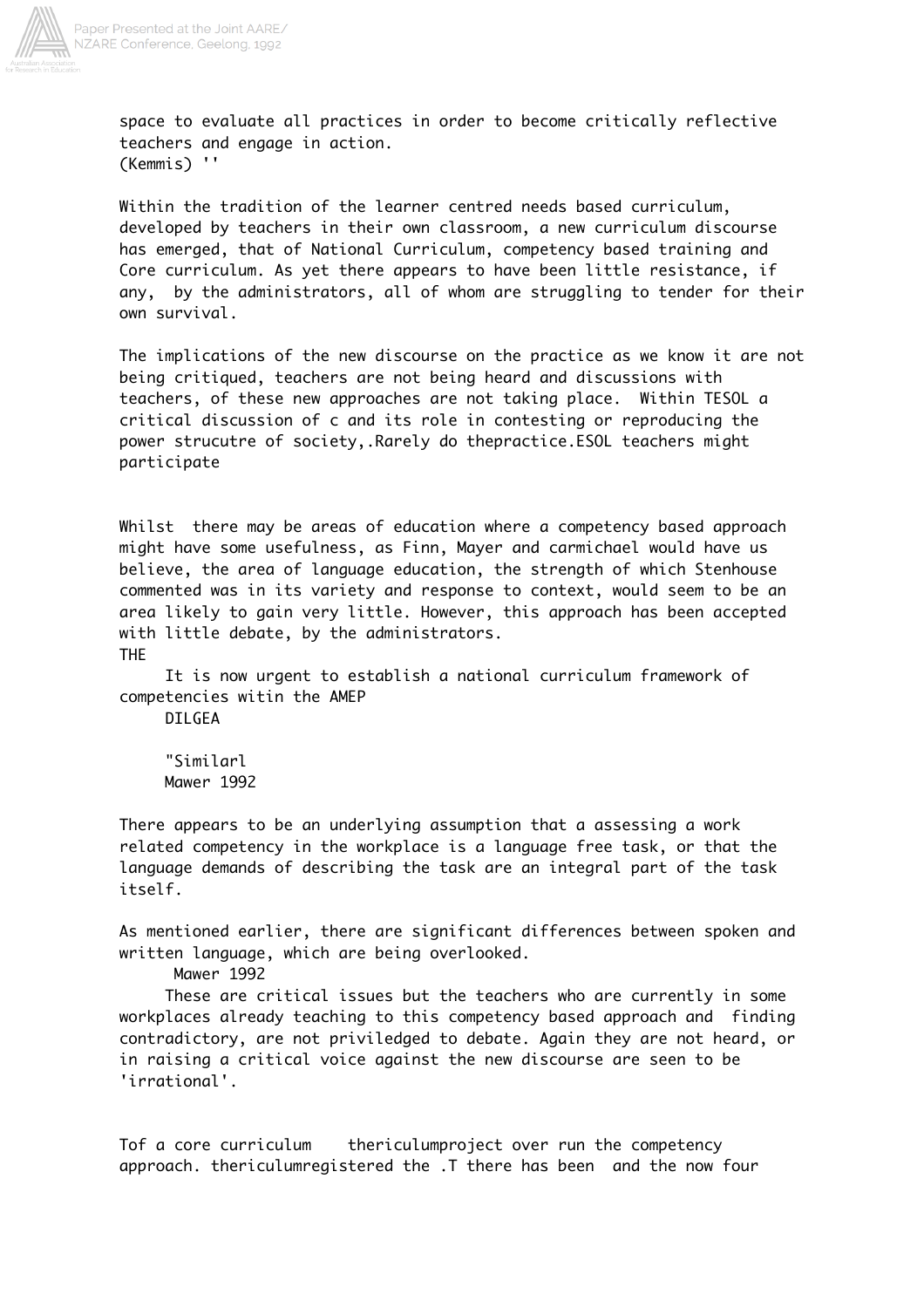space to evaluate all practices in order to become critically reflective teachers and engage in action.
(Kemmis) ''

Within the tradition of the learner centred needs based curriculum, developed by teachers in their own classroom, a new curriculum discourse has emerged, that of National Curriculum, competency based training and Core curriculum. As yet there appears to have been little resistance, if any, by the administrators, all of whom are struggling to tender for their own survival.

The implications of the new discourse on the practice as we know it are not being critiqued, teachers are not being heard and discussions with teachers, of these new approaches are not taking place. Within TESOL a critical discussion of c and its role in contesting or reproducing the power strucutre of society,.Rarely do thepractice.ESOL teachers might participate

Whilst there may be areas of education where a competency based approach might have some usefulness, as Finn, Mayer and carmichael would have us believe, the area of language education, the strength of which Stenhouse commented was in its variety and response to context, would seem to be an area likely to gain very little. However, this approach has been accepted with little debate, by the administrators.
THE

It is now urgent to establish a national curriculum framework of competencies witin the AMEP
DILGEA

"Similarl
Mawer 1992

There appears to be an underlying assumption that a assessing a work related competency in the workplace is a language free task, or that the language demands of describing the task are an integral part of the task itself.

As mentioned earlier, there are significant differences between spoken and written language, which are being overlooked.
Mawer 1992

These are critical issues but the teachers who are currently in some workplaces already teaching to this competency based approach and finding contradictory, are not priviledged to debate. Again they are not heard, or in raising a critical voice against the new discourse are seen to be 'irrational'.

Tof a core curriculum thericulumproject over run the competency approach. thericulumregistered the .T there has been and the now four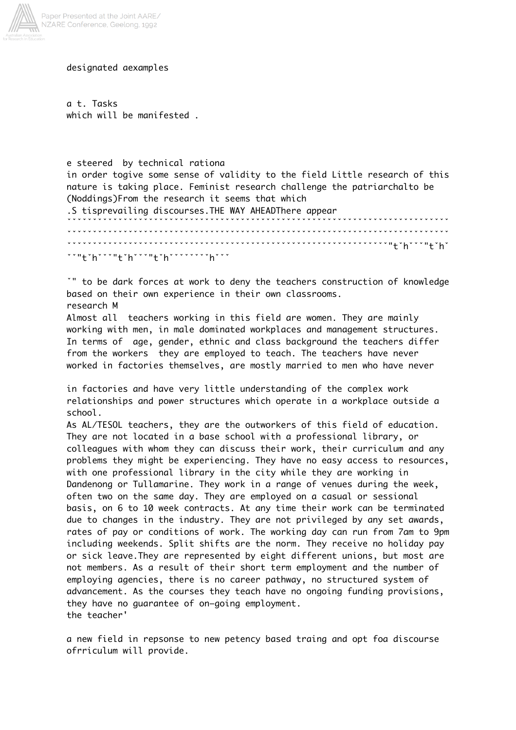designated aexamples

a t. Tasks
which will be manifested .

e steered  by technical rationa
in order togive some sense of validity to the field Little research of this nature is taking place. Feminist research challenge the patriarchalto be (Noddings)From the research it seems that which
.S tisprevailing discourses.THE WAY AHEADThere appear
ˇˇˇˇˇˇˇˇˇˇˇˇˇˇˇˇˇˇˇˇˇˇˇˇˇˇˇˇˇˇˇˇˇˇˇˇˇˇˇˇˇˇˇˇˇˇˇˇˇˇˇˇˇˇˇˇˇˇˇˇˇˇˇˇˇˇˇˇˇˇˇˇˇˇˇˇˇˇˇˇˇˇˇˇˇˇˇˇˇˇˇˇˇˇˇˇˇˇˇˇˇˇˇˇˇˇˇˇˇˇˇˇˇˇˇˇˇˇˇˇˇˇˇˇˇˇˇˇˇˇˇˇˇˇˇˇˇˇˇˇˇˇˇˇˇˇˇˇˇˇˇˇˇˇˇˇˇˇˇˇˇˇˇˇˇˇˇˇˇˇˇˇˇˇˇˇˇˇˇˇˇˇˇˇˇˇˇˇˇˇˇˇˇˇˇˇˇˇˇˇˇˇ"tˇhˇˇˇ"tˇhˇˇˇ"tˇhˇˇˇ"tˇhˇˇˇ"tˇhˇˇˇˇˇˇˇˇhˇˇˇ

ˇ" to be dark forces at work to deny the teachers construction of knowledge based on their own experience in their own classrooms.
research M
Almost all  teachers working in this field are women. They are mainly working with men, in male dominated workplaces and management structures. In terms of  age, gender, ethnic and class background the teachers differ from the workers  they are employed to teach. The teachers have never worked in factories themselves, are mostly married to men who have never

in factories and have very little understanding of the complex work relationships and power structures which operate in a workplace outside a school.
As AL/TESOL teachers, they are the outworkers of this field of education. They are not located in a base school with a professional library, or colleagues with whom they can discuss their work, their curriculum and any problems they might be experiencing. They have no easy access to resources, with one professional library in the city while they are working in Dandenong or Tullamarine. They work in a range of venues during the week, often two on the same day. They are employed on a casual or sessional basis, on 6 to 10 week contracts. At any time their work can be terminated due to changes in the industry. They are not privileged by any set awards, rates of pay or conditions of work. The working day can run from 7am to 9pm including weekends. Split shifts are the norm. They receive no holiday pay or sick leave.They are represented by eight different unions, but most are not members. As a result of their short term employment and the number of employing agencies, there is no career pathway, no structured system of advancement. As the courses they teach have no ongoing funding provisions, they have no guarantee of on-going employment.
the teacher'

a new field in repsonse to new petency based traing and opt foa discourse ofrriculum will provide.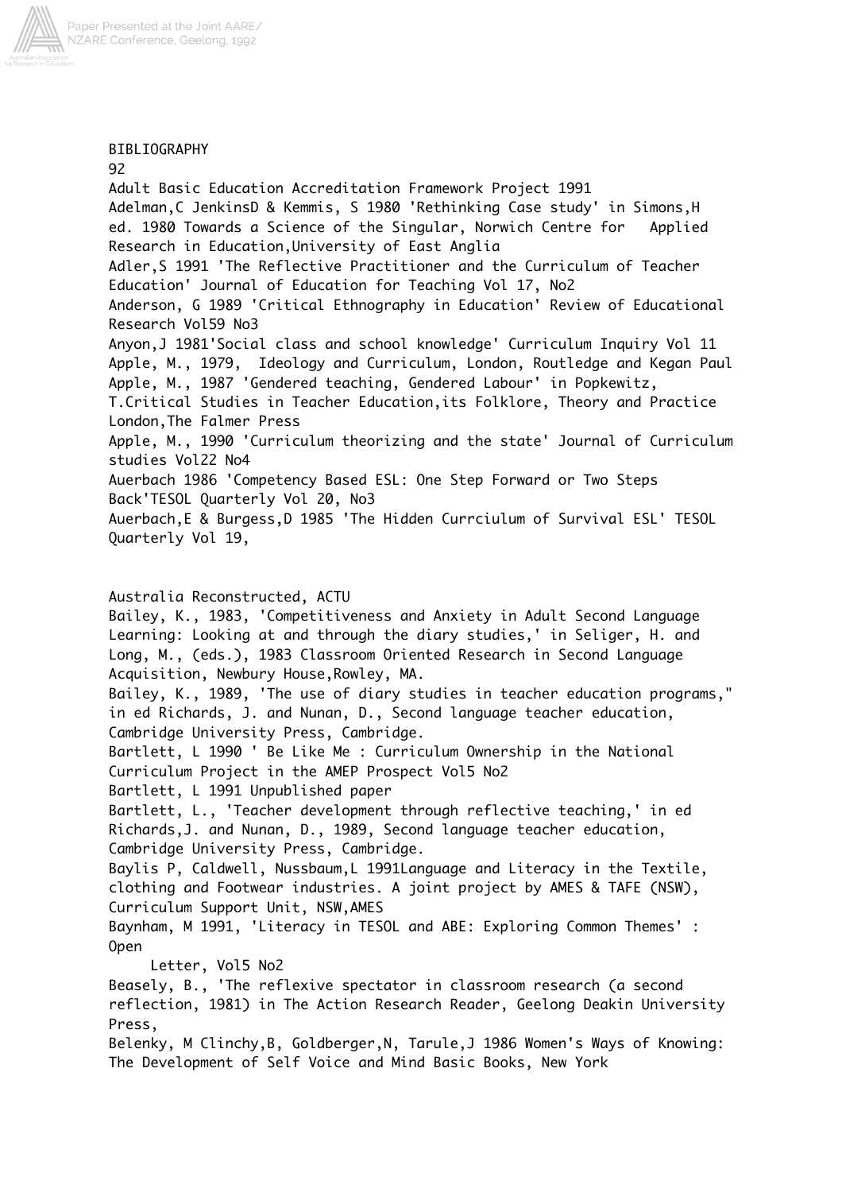BIBLIOGRAPHY

92

Adult Basic Education Accreditation Framework Project 1991

Adelman,C JenkinsD & Kemmis, S 1980 'Rethinking Case study' in Simons,H ed. 1980 Towards a Science of the Singular, Norwich Centre for Applied Research in Education,University of East Anglia

Adler,S 1991 'The Reflective Practitioner and the Curriculum of Teacher Education' Journal of Education for Teaching Vol 17, No2

Anderson, G 1989 'Critical Ethnography in Education' Review of Educational Research Vol59 No3

Anyon,J 1981'Social class and school knowledge' Curriculum Inquiry Vol 11

Apple, M., 1979, Ideology and Curriculum, London, Routledge and Kegan Paul

Apple, M., 1987 'Gendered teaching, Gendered Labour' in Popkewitz, T.Critical Studies in Teacher Education,its Folklore, Theory and Practice London,The Falmer Press

Apple, M., 1990 'Curriculum theorizing and the state' Journal of Curriculum studies Vol22 No4

Auerbach 1986 'Competency Based ESL: One Step Forward or Two Steps Back'TESOL Quarterly Vol 20, No3

Auerbach,E & Burgess,D 1985 'The Hidden Currciulum of Survival ESL' TESOL Quarterly Vol 19,

Australia Reconstructed, ACTU

Bailey, K., 1983, 'Competitiveness and Anxiety in Adult Second Language Learning: Looking at and through the diary studies,' in Seliger, H. and Long, M., (eds.), 1983 Classroom Oriented Research in Second Language Acquisition, Newbury House,Rowley, MA.

Bailey, K., 1989, 'The use of diary studies in teacher education programs," in ed Richards, J. and Nunan, D., Second language teacher education, Cambridge University Press, Cambridge.

Bartlett, L 1990 ' Be Like Me : Curriculum Ownership in the National Curriculum Project in the AMEP Prospect Vol5 No2

Bartlett, L 1991 Unpublished paper

Bartlett, L., 'Teacher development through reflective teaching,' in ed Richards,J. and Nunan, D., 1989, Second language teacher education, Cambridge University Press, Cambridge.

Baylis P, Caldwell, Nussbaum,L 1991Language and Literacy in the Textile, clothing and Footwear industries. A joint project by AMES & TAFE (NSW), Curriculum Support Unit, NSW,AMES

Baynham, M 1991, 'Literacy in TESOL and ABE: Exploring Common Themes' : Open Letter, Vol5 No2

Beasely, B., 'The reflexive spectator in classroom research (a second reflection, 1981) in The Action Research Reader, Geelong Deakin University Press,

Belenky, M Clinchy,B, Goldberger,N, Tarule,J 1986 Women's Ways of Knowing: The Development of Self Voice and Mind Basic Books, New York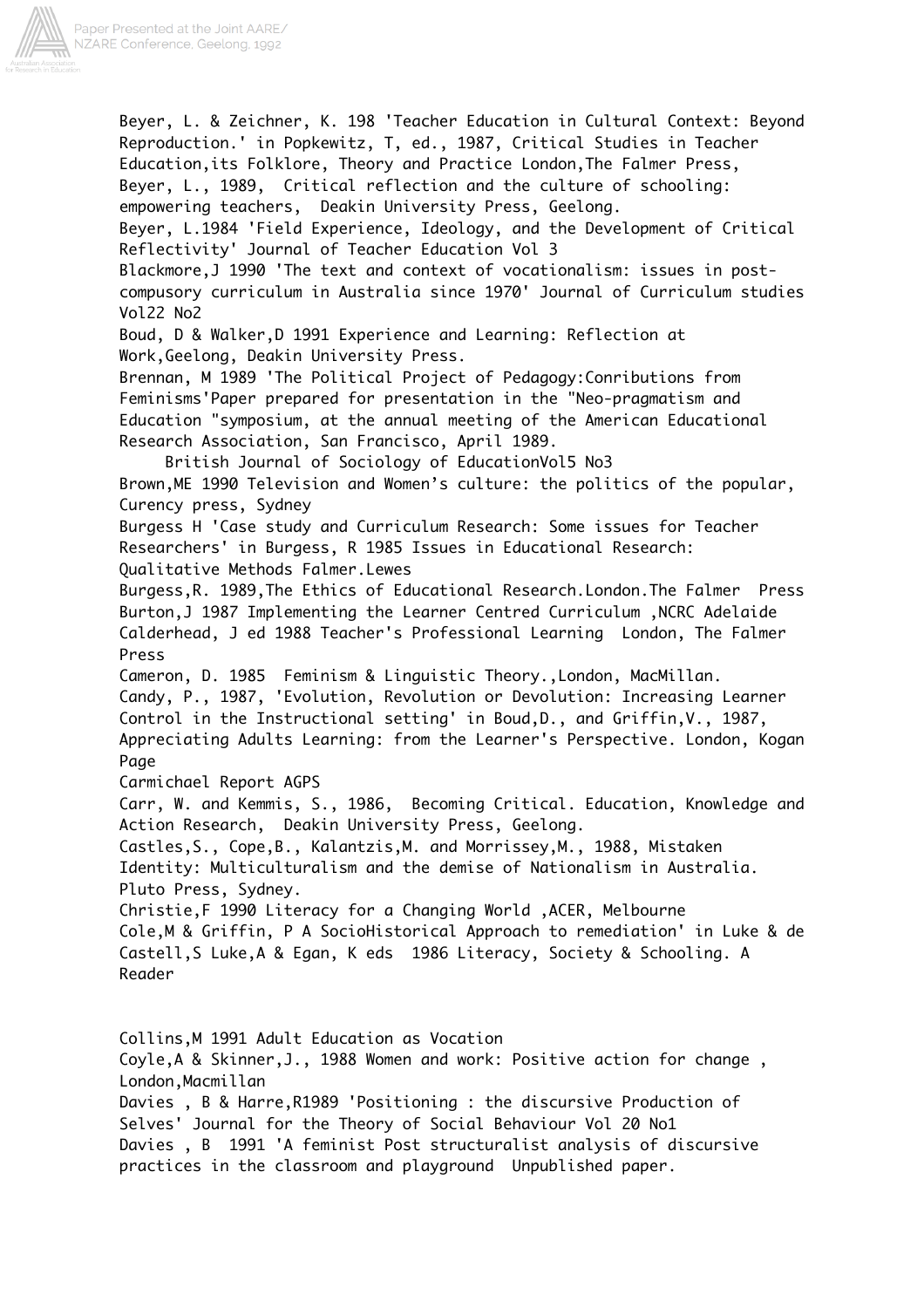Beyer, L. & Zeichner, K. 198 'Teacher Education in Cultural Context: Beyond Reproduction.' in Popkewitz, T, ed., 1987, Critical Studies in Teacher Education,its Folklore, Theory and Practice London,The Falmer Press,

Beyer, L., 1989, Critical reflection and the culture of schooling: empowering teachers, Deakin University Press, Geelong.

Beyer, L.1984 'Field Experience, Ideology, and the Development of Critical Reflectivity' Journal of Teacher Education Vol 3

Blackmore,J 1990 'The text and context of vocationalism: issues in post-compusory curriculum in Australia since 1970' Journal of Curriculum studies Vol22 No2

Boud, D & Walker,D 1991 Experience and Learning: Reflection at Work,Geelong, Deakin University Press.

Brennan, M 1989 'The Political Project of Pedagogy:Conributions from Feminisms'Paper prepared for presentation in the "Neo-pragmatism and Education "symposium, at the annual meeting of the American Educational Research Association, San Francisco, April 1989.

British Journal of Sociology of EducationVol5 No3

Brown,ME 1990 Television and Women’s culture: the politics of the popular, Curency press, Sydney

Burgess H 'Case study and Curriculum Research: Some issues for Teacher Researchers' in Burgess, R 1985 Issues in Educational Research: Qualitative Methods Falmer.Lewes

Burgess,R. 1989,The Ethics of Educational Research.London.The Falmer Press

Burton,J 1987 Implementing the Learner Centred Curriculum ,NCRC Adelaide

Calderhead, J ed 1988 Teacher's Professional Learning London, The Falmer Press

Cameron, D. 1985 Feminism & Linguistic Theory.,London, MacMillan.

Candy, P., 1987, 'Evolution, Revolution or Devolution: Increasing Learner Control in the Instructional setting' in Boud,D., and Griffin,V., 1987, Appreciating Adults Learning: from the Learner's Perspective. London, Kogan Page

Carmichael Report AGPS

Carr, W. and Kemmis, S., 1986, Becoming Critical. Education, Knowledge and Action Research, Deakin University Press, Geelong.

Castles,S., Cope,B., Kalantzis,M. and Morrissey,M., 1988, Mistaken Identity: Multiculturalism and the demise of Nationalism in Australia. Pluto Press, Sydney.

Christie,F 1990 Literacy for a Changing World ,ACER, Melbourne

Cole,M & Griffin, P A SocioHistorical Approach to remediation' in Luke & de Castell,S Luke,A & Egan, K eds 1986 Literacy, Society & Schooling. A Reader

Collins,M 1991 Adult Education as Vocation

Coyle,A & Skinner,J., 1988 Women and work: Positive action for change , London,Macmillan

Davies , B & Harre,R1989 'Positioning : the discursive Production of Selves' Journal for the Theory of Social Behaviour Vol 20 No1

Davies , B 1991 'A feminist Post structuralist analysis of discursive practices in the classroom and playground Unpublished paper.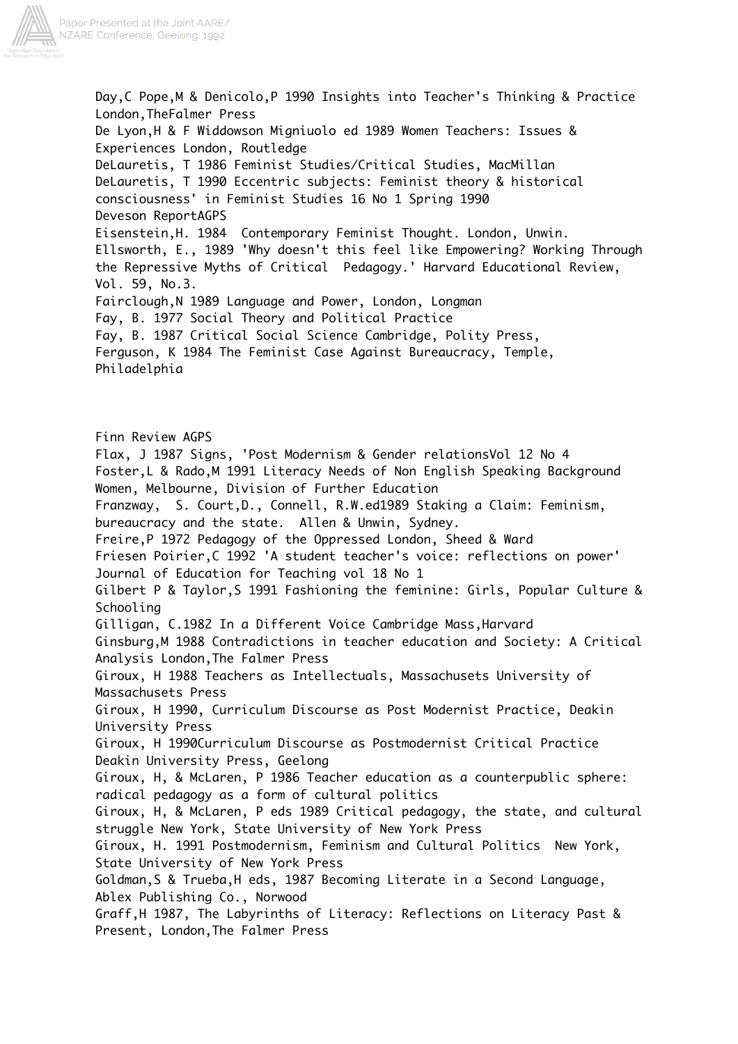Day,C Pope,M & Denicolo,P 1990 Insights into Teacher's Thinking & Practice London,TheFalmer Press

De Lyon,H & F Widdowson Migniuolo ed 1989 Women Teachers: Issues & Experiences London, Routledge

DeLauretis, T 1986 Feminist Studies/Critical Studies, MacMillan

DeLauretis, T 1990 Eccentric subjects: Feminist theory & historical consciousness' in Feminist Studies 16 No 1 Spring 1990

Deveson ReportAGPS

Eisenstein,H. 1984 Contemporary Feminist Thought. London, Unwin.

Ellsworth, E., 1989 'Why doesn't this feel like Empowering? Working Through the Repressive Myths of Critical Pedagogy.' Harvard Educational Review, Vol. 59, No.3.

Fairclough,N 1989 Language and Power, London, Longman

Fay, B. 1977 Social Theory and Political Practice

Fay, B. 1987 Critical Social Science Cambridge, Polity Press,

Ferguson, K 1984 The Feminist Case Against Bureaucracy, Temple, Philadelphia

Finn Review AGPS

Flax, J 1987 Signs, 'Post Modernism & Gender relationsVol 12 No 4

Foster,L & Rado,M 1991 Literacy Needs of Non English Speaking Background Women, Melbourne, Division of Further Education

Franzway, S. Court,D., Connell, R.W.ed1989 Staking a Claim: Feminism, bureaucracy and the state. Allen & Unwin, Sydney.

Freire,P 1972 Pedagogy of the Oppressed London, Sheed & Ward

Friesen Poirier,C 1992 'A student teacher's voice: reflections on power' Journal of Education for Teaching vol 18 No 1

Gilbert P & Taylor,S 1991 Fashioning the feminine: Girls, Popular Culture & Schooling

Gilligan, C.1982 In a Different Voice Cambridge Mass,Harvard

Ginsburg,M 1988 Contradictions in teacher education and Society: A Critical Analysis London,The Falmer Press

Giroux, H 1988 Teachers as Intellectuals, Massachusets University of Massachusets Press

Giroux, H 1990, Curriculum Discourse as Post Modernist Practice, Deakin University Press

Giroux, H 1990Curriculum Discourse as Postmodernist Critical Practice Deakin University Press, Geelong

Giroux, H, & McLaren, P 1986 Teacher education as a counterpublic sphere: radical pedagogy as a form of cultural politics

Giroux, H, & McLaren, P eds 1989 Critical pedagogy, the state, and cultural struggle New York, State University of New York Press

Giroux, H. 1991 Postmodernism, Feminism and Cultural Politics New York, State University of New York Press

Goldman,S & Trueba,H eds, 1987 Becoming Literate in a Second Language, Ablex Publishing Co., Norwood

Graff,H 1987, The Labyrinths of Literacy: Reflections on Literacy Past & Present, London,The Falmer Press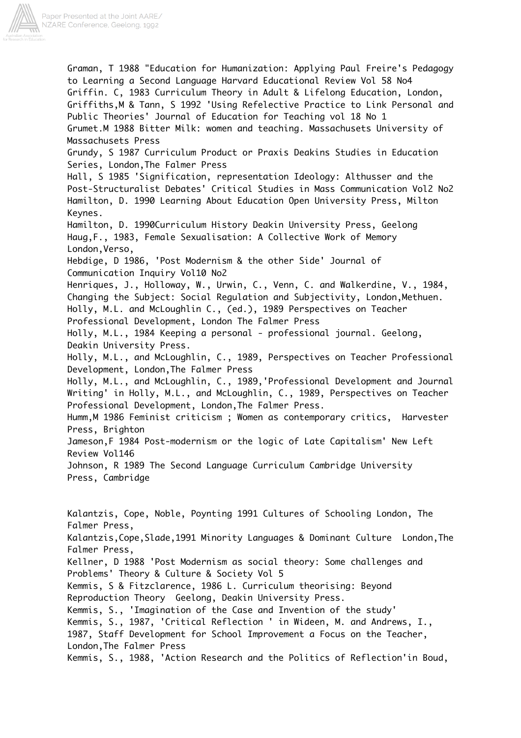Graman, T 1988 "Education for Humanization: Applying Paul Freire's Pedagogy to Learning a Second Language Harvard Educational Review Vol 58 No4

Griffin. C, 1983 Curriculum Theory in Adult & Lifelong Education, London,

Griffiths,M & Tann, S 1992 'Using Refelective Practice to Link Personal and Public Theories' Journal of Education for Teaching vol 18 No 1

Grumet.M 1988 Bitter Milk: women and teaching. Massachusets University of Massachusets Press

Grundy, S 1987 Curriculum Product or Praxis Deakins Studies in Education Series, London,The Falmer Press

Hall, S 1985 'Signification, representation Ideology: Althusser and the Post-Structuralist Debates' Critical Studies in Mass Communication Vol2 No2

Hamilton, D. 1990 Learning About Education Open University Press, Milton Keynes.

Hamilton, D. 1990Curriculum History Deakin University Press, Geelong

Haug,F., 1983, Female Sexualisation: A Collective Work of Memory London,Verso,

Hebdige, D 1986, 'Post Modernism & the other Side' Journal of Communication Inquiry Vol10 No2

Henriques, J., Holloway, W., Urwin, C., Venn, C. and Walkerdine, V., 1984, Changing the Subject: Social Regulation and Subjectivity, London,Methuen.

Holly, M.L. and McLoughlin C., (ed.), 1989 Perspectives on Teacher Professional Development, London The Falmer Press

Holly, M.L., 1984 Keeping a personal - professional journal. Geelong, Deakin University Press.

Holly, M.L., and McLoughlin, C., 1989, Perspectives on Teacher Professional Development, London,The Falmer Press

Holly, M.L., and McLoughlin, C., 1989,'Professional Development and Journal Writing' in Holly, M.L., and McLoughlin, C., 1989, Perspectives on Teacher Professional Development, London,The Falmer Press.

Humm,M 1986 Feminist criticism ; Women as contemporary critics, Harvester Press, Brighton

Jameson,F 1984 Post-modernism or the logic of Late Capitalism' New Left Review Vol146

Johnson, R 1989 The Second Language Curriculum Cambridge University Press, Cambridge

Kalantzis, Cope, Noble, Poynting 1991 Cultures of Schooling London, The Falmer Press,

Kalantzis,Cope,Slade,1991 Minority Languages & Dominant Culture London,The Falmer Press,

Kellner, D 1988 'Post Modernism as social theory: Some challenges and Problems' Theory & Culture & Society Vol 5

Kemmis, S & Fitzclarence, 1986 L. Curriculum theorising: Beyond Reproduction Theory Geelong, Deakin University Press.

Kemmis, S., 'Imagination of the Case and Invention of the study'

Kemmis, S., 1987, 'Critical Reflection ' in Wideen, M. and Andrews, I., 1987, Staff Development for School Improvement a Focus on the Teacher, London,The Falmer Press

Kemmis, S., 1988, 'Action Research and the Politics of Reflection'in Boud,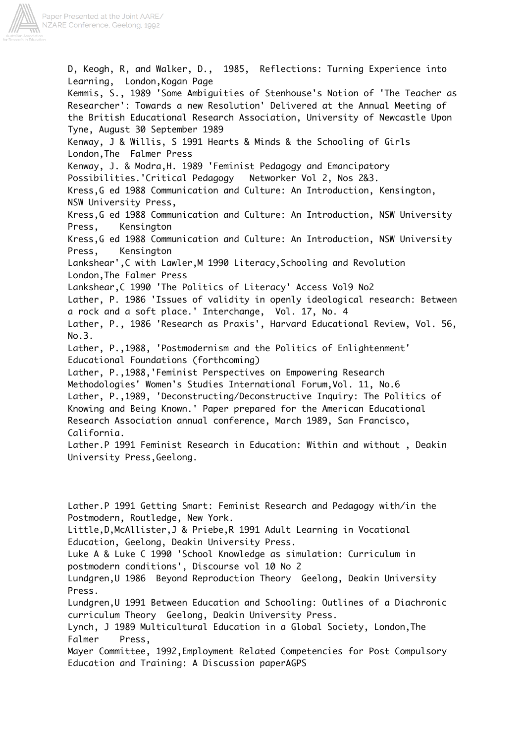D, Keogh, R, and Walker, D., 1985, Reflections: Turning Experience into Learning, London,Kogan Page

Kemmis, S., 1989 'Some Ambiguities of Stenhouse's Notion of 'The Teacher as Researcher': Towards a new Resolution' Delivered at the Annual Meeting of the British Educational Research Association, University of Newcastle Upon Tyne, August 30 September 1989

Kenway, J & Willis, S 1991 Hearts & Minds & the Schooling of Girls London,The Falmer Press

Kenway, J. & Modra,H. 1989 'Feminist Pedagogy and Emancipatory Possibilities.'Critical Pedagogy Networker Vol 2, Nos 2&3.

Kress,G ed 1988 Communication and Culture: An Introduction, Kensington, NSW University Press,

Kress,G ed 1988 Communication and Culture: An Introduction, NSW University Press, Kensington

Kress,G ed 1988 Communication and Culture: An Introduction, NSW University Press, Kensington

Lankshear',C with Lawler,M 1990 Literacy,Schooling and Revolution London,The Falmer Press

Lankshear,C 1990 'The Politics of Literacy' Access Vol9 No2

Lather, P. 1986 'Issues of validity in openly ideological research: Between a rock and a soft place.' Interchange, Vol. 17, No. 4

Lather, P., 1986 'Research as Praxis', Harvard Educational Review, Vol. 56, No.3.

Lather, P.,1988, 'Postmodernism and the Politics of Enlightenment' Educational Foundations (forthcoming)

Lather, P.,1988,'Feminist Perspectives on Empowering Research Methodologies' Women's Studies International Forum,Vol. 11, No.6

Lather, P.,1989, 'Deconstructing/Deconstructive Inquiry: The Politics of Knowing and Being Known.' Paper prepared for the American Educational Research Association annual conference, March 1989, San Francisco, California.

Lather.P 1991 Feminist Research in Education: Within and without , Deakin University Press,Geelong.

Lather.P 1991 Getting Smart: Feminist Research and Pedagogy with/in the Postmodern, Routledge, New York.

Little,D,McAllister,J & Priebe,R 1991 Adult Learning in Vocational Education, Geelong, Deakin University Press.

Luke A & Luke C 1990 'School Knowledge as simulation: Curriculum in postmodern conditions', Discourse vol 10 No 2

Lundgren,U 1986 Beyond Reproduction Theory Geelong, Deakin University Press.

Lundgren,U 1991 Between Education and Schooling: Outlines of a Diachronic curriculum Theory Geelong, Deakin University Press.

Lynch, J 1989 Multicultural Education in a Global Society, London,The Falmer Press,

Mayer Committee, 1992,Employment Related Competencies for Post Compulsory Education and Training: A Discussion paperAGPS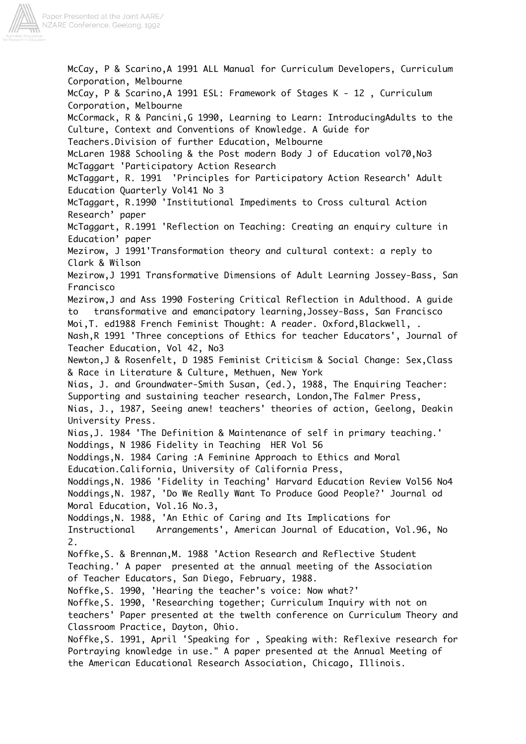McCay, P & Scarino,A 1991 ALL Manual for Curriculum Developers, Curriculum Corporation, Melbourne

McCay, P & Scarino,A 1991 ESL: Framework of Stages K - 12 , Curriculum Corporation, Melbourne

McCormack, R & Pancini,G 1990, Learning to Learn: IntroducingAdults to the Culture, Context and Conventions of Knowledge. A Guide for Teachers.Division of further Education, Melbourne

McLaren 1988 Schooling & the Post modern Body J of Education vol70,No3

McTaggart 'Participatory Action Research

McTaggart, R. 1991 'Principles for Participatory Action Research' Adult Education Quarterly Vol41 No 3

McTaggart, R.1990 'Institutional Impediments to Cross cultural Action Research' paper

McTaggart, R.1991 'Reflection on Teaching: Creating an enquiry culture in Education' paper

Mezirow, J 1991'Transformation theory and cultural context: a reply to Clark & Wilson

Mezirow,J 1991 Transformative Dimensions of Adult Learning Jossey-Bass, San Francisco

Mezirow,J and Ass 1990 Fostering Critical Reflection in Adulthood. A guide to transformative and emancipatory learning,Jossey-Bass, San Francisco

Moi,T. ed1988 French Feminist Thought: A reader. Oxford,Blackwell, .

Nash,R 1991 'Three conceptions of Ethics for teacher Educators', Journal of Teacher Education, Vol 42, No3

Newton,J & Rosenfelt, D 1985 Feminist Criticism & Social Change: Sex,Class & Race in Literature & Culture, Methuen, New York

Nias, J. and Groundwater-Smith Susan, (ed.), 1988, The Enquiring Teacher: Supporting and sustaining teacher research, London,The Falmer Press,

Nias, J., 1987, Seeing anew! teachers' theories of action, Geelong, Deakin University Press.

Nias,J. 1984 'The Definition & Maintenance of self in primary teaching.'

Noddings, N 1986 Fidelity in Teaching HER Vol 56

Noddings,N. 1984 Caring :A Feminine Approach to Ethics and Moral Education.California, University of California Press,

Noddings,N. 1986 'Fidelity in Teaching' Harvard Education Review Vol56 No4

Noddings,N. 1987, 'Do We Really Want To Produce Good People?' Journal od Moral Education, Vol.16 No.3,

Noddings,N. 1988, 'An Ethic of Caring and Its Implications for Instructional Arrangements', American Journal of Education, Vol.96, No 2.

Noffke,S. & Brennan,M. 1988 'Action Research and Reflective Student Teaching.' A paper presented at the annual meeting of the Association of Teacher Educators, San Diego, February, 1988.

Noffke,S. 1990, 'Hearing the teacher's voice: Now what?'

Noffke,S. 1990, 'Researching together; Curriculum Inquiry with not on teachers' Paper presented at the twelth conference on Curriculum Theory and Classroom Practice, Dayton, Ohio.

Noffke,S. 1991, April 'Speaking for , Speaking with: Reflexive research for Portraying knowledge in use." A paper presented at the Annual Meeting of the American Educational Research Association, Chicago, Illinois.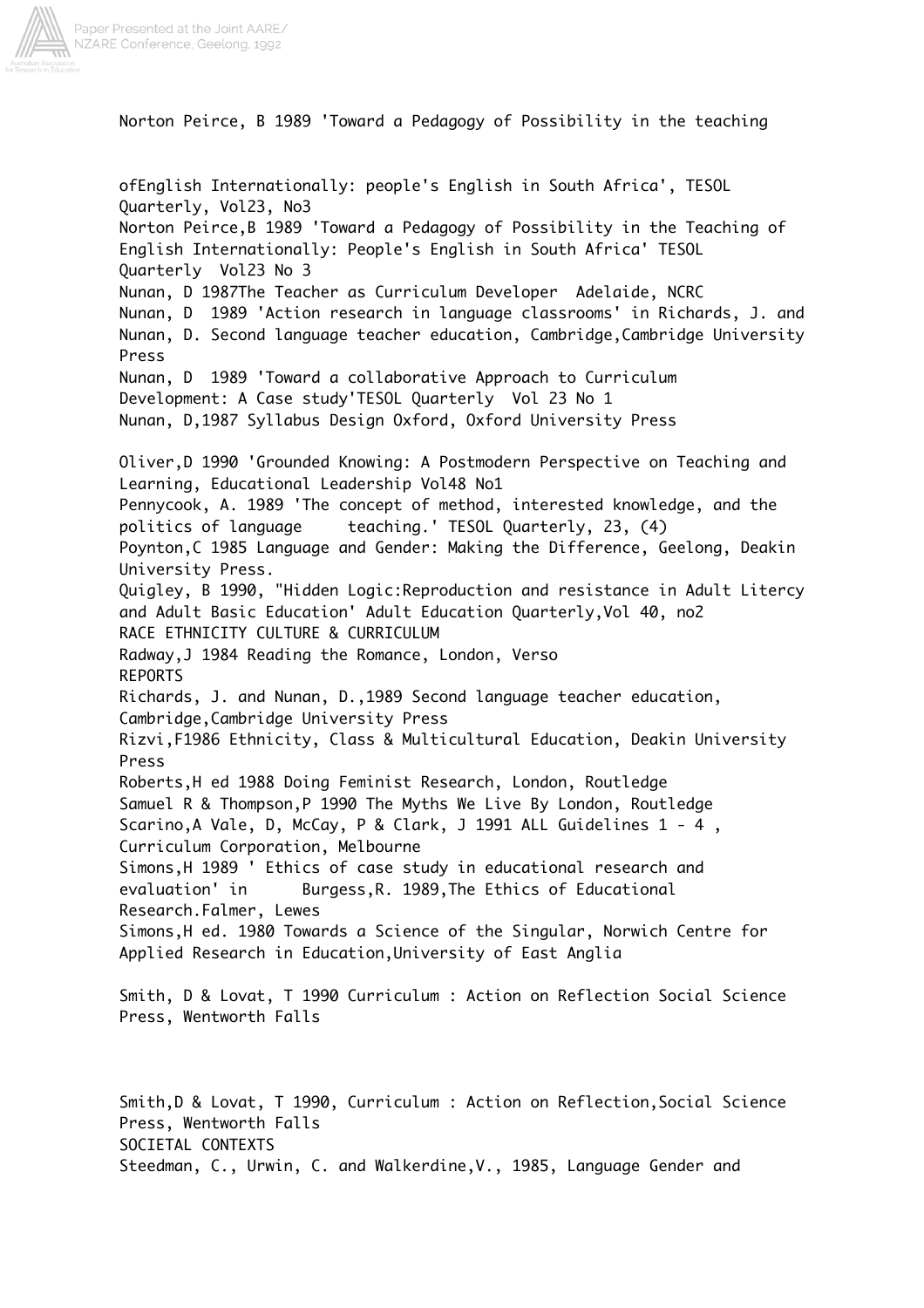Norton Peirce, B 1989 'Toward a Pedagogy of Possibility in the teaching

ofEnglish Internationally: people's English in South Africa', TESOL Quarterly, Vol23, No3

Norton Peirce,B 1989 'Toward a Pedagogy of Possibility in the Teaching of English Internationally: People's English in South Africa' TESOL Quarterly Vol23 No 3

Nunan, D 1987The Teacher as Curriculum Developer Adelaide, NCRC

Nunan, D 1989 'Action research in language classrooms' in Richards, J. and Nunan, D. Second language teacher education, Cambridge,Cambridge University Press

Nunan, D 1989 'Toward a collaborative Approach to Curriculum Development: A Case study'TESOL Quarterly Vol 23 No 1

Nunan, D,1987 Syllabus Design Oxford, Oxford University Press

Oliver,D 1990 'Grounded Knowing: A Postmodern Perspective on Teaching and Learning, Educational Leadership Vol48 No1

Pennycook, A. 1989 'The concept of method, interested knowledge, and the politics of language teaching.' TESOL Quarterly, 23, (4)

Poynton,C 1985 Language and Gender: Making the Difference, Geelong, Deakin University Press.

Quigley, B 1990, "Hidden Logic:Reproduction and resistance in Adult Litercy and Adult Basic Education' Adult Education Quarterly,Vol 40, no2

RACE ETHNICITY CULTURE & CURRICULUM

Radway,J 1984 Reading the Romance, London, Verso

REPORTS

Richards, J. and Nunan, D.,1989 Second language teacher education, Cambridge,Cambridge University Press

Rizvi,F1986 Ethnicity, Class & Multicultural Education, Deakin University Press

Roberts,H ed 1988 Doing Feminist Research, London, Routledge

Samuel R & Thompson,P 1990 The Myths We Live By London, Routledge

Scarino,A Vale, D, McCay, P & Clark, J 1991 ALL Guidelines 1 - 4 , Curriculum Corporation, Melbourne

Simons,H 1989 ' Ethics of case study in educational research and evaluation' in Burgess,R. 1989,The Ethics of Educational Research.Falmer, Lewes

Simons,H ed. 1980 Towards a Science of the Singular, Norwich Centre for Applied Research in Education,University of East Anglia

Smith, D & Lovat, T 1990 Curriculum : Action on Reflection Social Science Press, Wentworth Falls

Smith,D & Lovat, T 1990, Curriculum : Action on Reflection,Social Science Press, Wentworth Falls

SOCIETAL CONTEXTS

Steedman, C., Urwin, C. and Walkerdine,V., 1985, Language Gender and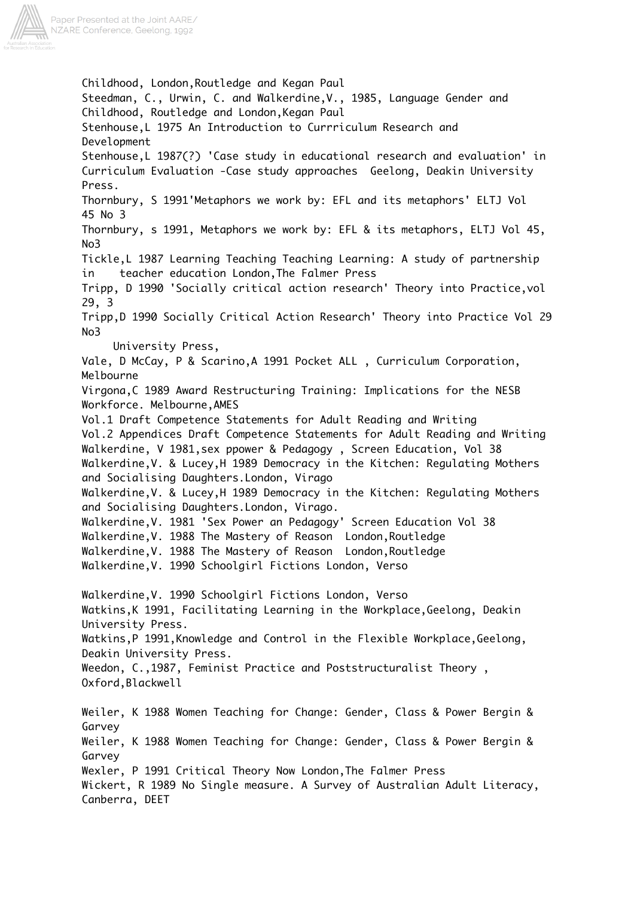Childhood, London,Routledge and Kegan Paul

Steedman, C., Urwin, C. and Walkerdine,V., 1985, Language Gender and Childhood, Routledge and London,Kegan Paul

Stenhouse,L 1975 An Introduction to Currriculum Research and Development

Stenhouse,L 1987(?) 'Case study in educational research and evaluation' in Curriculum Evaluation -Case study approaches Geelong, Deakin University Press.

Thornbury, S 1991'Metaphors we work by: EFL and its metaphors' ELTJ Vol 45 No 3

Thornbury, s 1991, Metaphors we work by: EFL & its metaphors, ELTJ Vol 45, No3

Tickle,L 1987 Learning Teaching Teaching Learning: A study of partnership in teacher education London,The Falmer Press

Tripp, D 1990 'Socially critical action research' Theory into Practice,vol 29, 3

Tripp,D 1990 Socially Critical Action Research' Theory into Practice Vol 29 No3

University Press,

Vale, D McCay, P & Scarino,A 1991 Pocket ALL , Curriculum Corporation, Melbourne

Virgona,C 1989 Award Restructuring Training: Implications for the NESB Workforce. Melbourne,AMES

Vol.1 Draft Competence Statements for Adult Reading and Writing

Vol.2 Appendices Draft Competence Statements for Adult Reading and Writing

Walkerdine, V 1981,sex ppower & Pedagogy , Screen Education, Vol 38

Walkerdine,V. & Lucey,H 1989 Democracy in the Kitchen: Regulating Mothers and Socialising Daughters.London, Virago

Walkerdine,V. & Lucey,H 1989 Democracy in the Kitchen: Regulating Mothers and Socialising Daughters.London, Virago.

Walkerdine,V. 1981 'Sex Power an Pedagogy' Screen Education Vol 38

Walkerdine,V. 1988 The Mastery of Reason London,Routledge

Walkerdine,V. 1988 The Mastery of Reason London,Routledge

Walkerdine,V. 1990 Schoolgirl Fictions London, Verso

Walkerdine,V. 1990 Schoolgirl Fictions London, Verso

Watkins,K 1991, Facilitating Learning in the Workplace,Geelong, Deakin University Press.

Watkins,P 1991,Knowledge and Control in the Flexible Workplace,Geelong, Deakin University Press.

Weedon, C.,1987, Feminist Practice and Poststructuralist Theory , Oxford,Blackwell

Weiler, K 1988 Women Teaching for Change: Gender, Class & Power Bergin & Garvey

Weiler, K 1988 Women Teaching for Change: Gender, Class & Power Bergin & Garvey

Wexler, P 1991 Critical Theory Now London,The Falmer Press

Wickert, R 1989 No Single measure. A Survey of Australian Adult Literacy, Canberra, DEET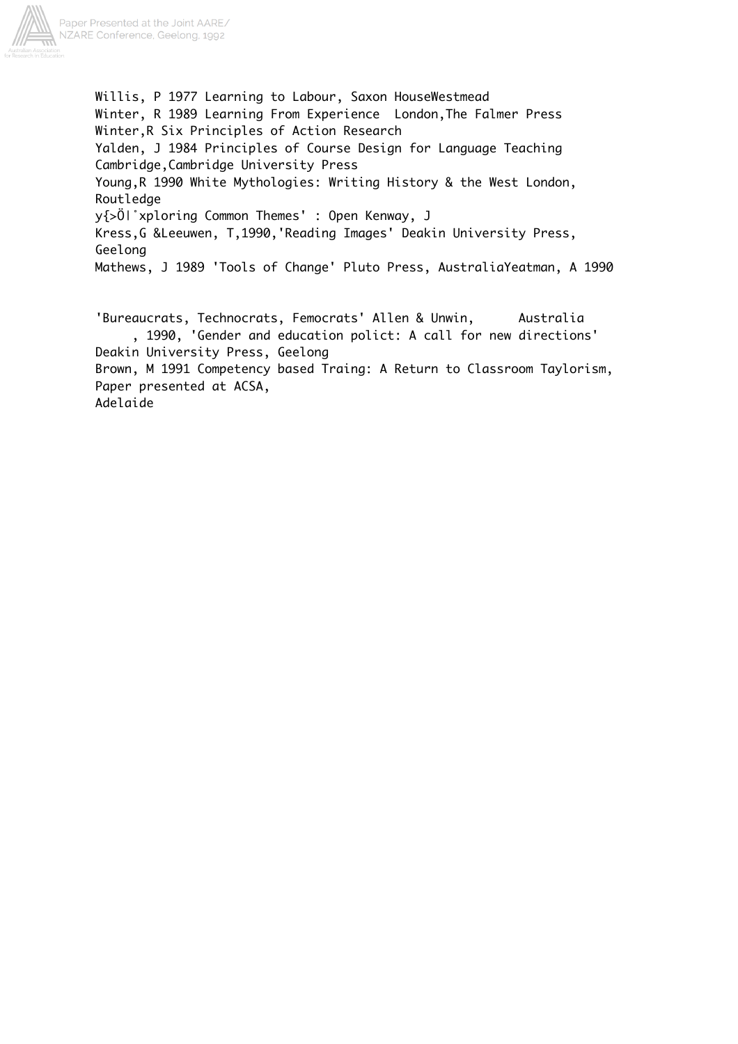Willis, P 1977 Learning to Labour, Saxon HouseWestmead
Winter, R 1989 Learning From Experience  London,The Falmer Press
Winter,R Six Principles of Action Research
Yalden, J 1984 Principles of Course Design for Language Teaching Cambridge,Cambridge University Press
Young,R 1990 White Mythologies: Writing History & the West London, Routledge
y{>Ö|˚xploring Common Themes' : Open Kenway, J
Kress,G &Leeuwen, T,1990,'Reading Images' Deakin University Press, Geelong
Mathews, J 1989 'Tools of Change' Pluto Press, AustraliaYeatman, A 1990

'Bureaucrats, Technocrats, Femocrats' Allen & Unwin,      Australia
     , 1990, 'Gender and education polict: A call for new directions' Deakin University Press, Geelong
Brown, M 1991 Competency based Traing: A Return to Classroom Taylorism, Paper presented at ACSA,
Adelaide